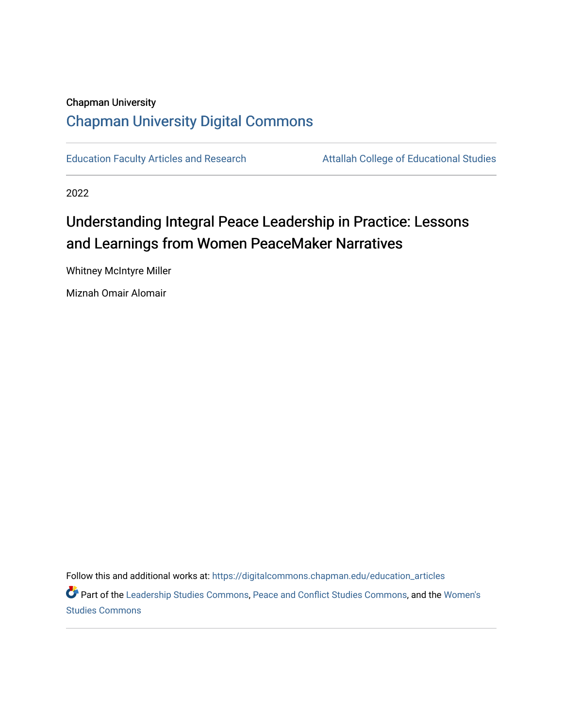Chapman University

## Chapman University Digital Commons

Education Faculty Articles and Research | Attallah College of Educational Studies

2022

# Understanding Integral Peace Leadership in Practice: Lessons and Learnings from Women PeaceMaker Narratives

Whitney McIntyre Miller

Miznah Omair Alomair

Follow this and additional works at: https://digitalcommons.chapman.edu/education_articles

Part of the Leadership Studies Commons, Peace and Conflict Studies Commons, and the Women's Studies Commons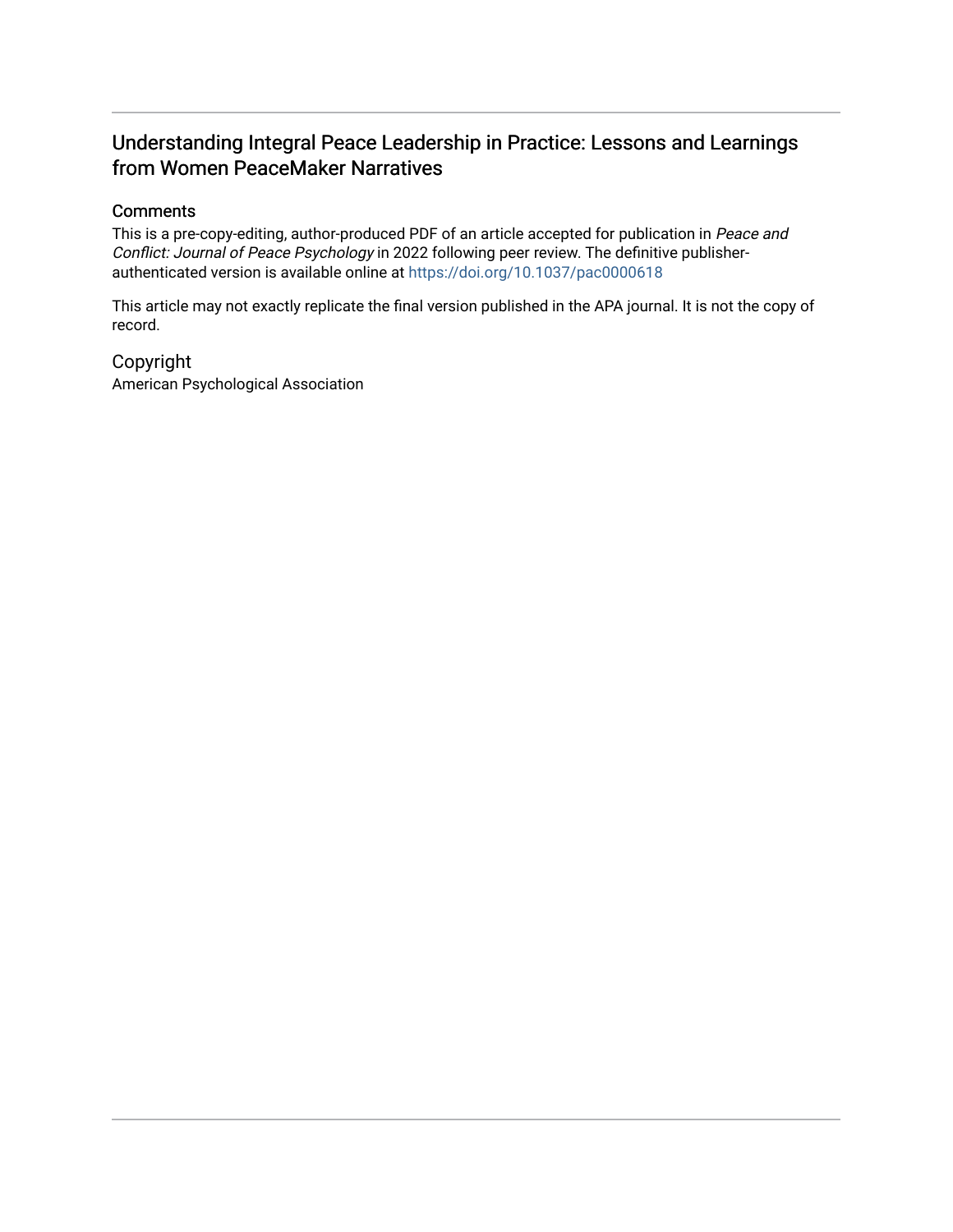# Understanding Integral Peace Leadership in Practice: Lessons and Learnings from Women PeaceMaker Narratives

## Comments

This is a pre-copy-editing, author-produced PDF of an article accepted for publication in *Peace and Conflict: Journal of Peace Psychology* in 2022 following peer review. The definitive publisher-authenticated version is available online at https://doi.org/10.1037/pac0000618

This article may not exactly replicate the final version published in the APA journal. It is not the copy of record.

## Copyright

American Psychological Association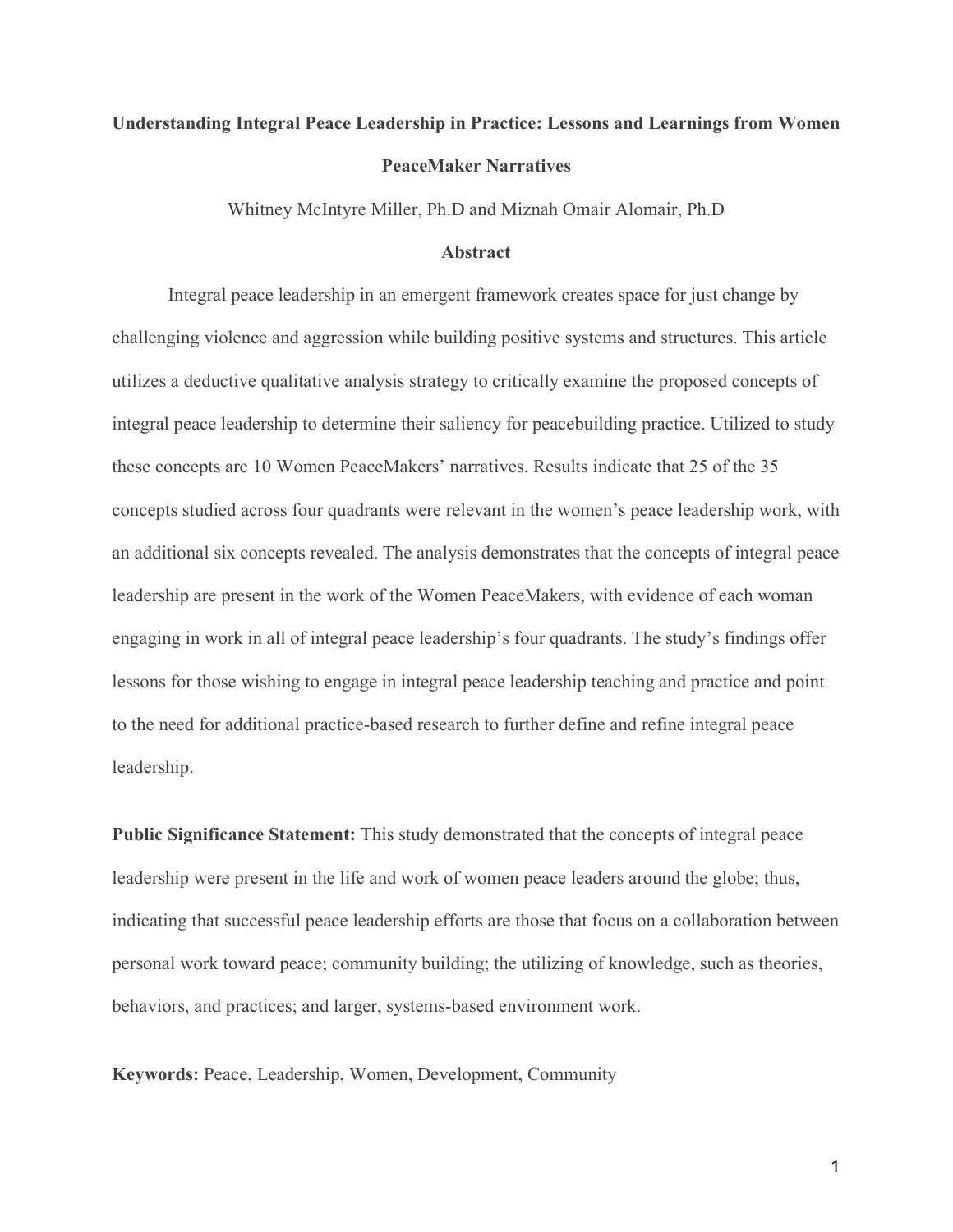# Understanding Integral Peace Leadership in Practice: Lessons and Learnings from Women PeaceMaker Narratives

Whitney McIntyre Miller, Ph.D and Miznah Omair Alomair, Ph.D

## Abstract

Integral peace leadership in an emergent framework creates space for just change by challenging violence and aggression while building positive systems and structures. This article utilizes a deductive qualitative analysis strategy to critically examine the proposed concepts of integral peace leadership to determine their saliency for peacebuilding practice. Utilized to study these concepts are 10 Women PeaceMakers' narratives. Results indicate that 25 of the 35 concepts studied across four quadrants were relevant in the women's peace leadership work, with an additional six concepts revealed. The analysis demonstrates that the concepts of integral peace leadership are present in the work of the Women PeaceMakers, with evidence of each woman engaging in work in all of integral peace leadership's four quadrants. The study's findings offer lessons for those wishing to engage in integral peace leadership teaching and practice and point to the need for additional practice-based research to further define and refine integral peace leadership.

**Public Significance Statement:** This study demonstrated that the concepts of integral peace leadership were present in the life and work of women peace leaders around the globe; thus, indicating that successful peace leadership efforts are those that focus on a collaboration between personal work toward peace; community building; the utilizing of knowledge, such as theories, behaviors, and practices; and larger, systems-based environment work.

**Keywords:** Peace, Leadership, Women, Development, Community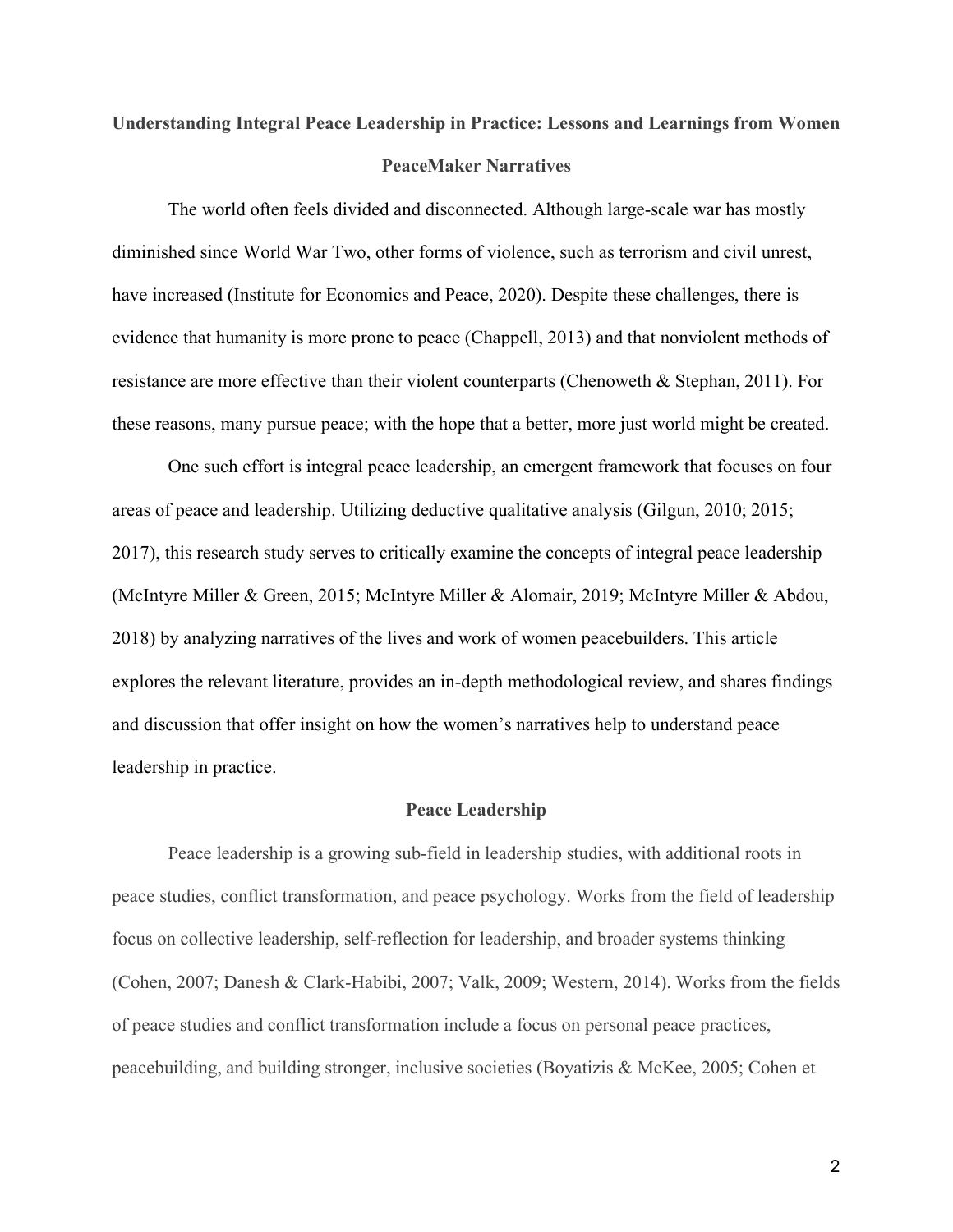**Understanding Integral Peace Leadership in Practice: Lessons and Learnings from Women PeaceMaker Narratives**

The world often feels divided and disconnected. Although large-scale war has mostly diminished since World War Two, other forms of violence, such as terrorism and civil unrest, have increased (Institute for Economics and Peace, 2020). Despite these challenges, there is evidence that humanity is more prone to peace (Chappell, 2013) and that nonviolent methods of resistance are more effective than their violent counterparts (Chenoweth & Stephan, 2011). For these reasons, many pursue peace; with the hope that a better, more just world might be created.

One such effort is integral peace leadership, an emergent framework that focuses on four areas of peace and leadership. Utilizing deductive qualitative analysis (Gilgun, 2010; 2015; 2017), this research study serves to critically examine the concepts of integral peace leadership (McIntyre Miller & Green, 2015; McIntyre Miller & Alomair, 2019; McIntyre Miller & Abdou, 2018) by analyzing narratives of the lives and work of women peacebuilders. This article explores the relevant literature, provides an in-depth methodological review, and shares findings and discussion that offer insight on how the women's narratives help to understand peace leadership in practice.

## Peace Leadership

Peace leadership is a growing sub-field in leadership studies, with additional roots in peace studies, conflict transformation, and peace psychology. Works from the field of leadership focus on collective leadership, self-reflection for leadership, and broader systems thinking (Cohen, 2007; Danesh & Clark-Habibi, 2007; Valk, 2009; Western, 2014). Works from the fields of peace studies and conflict transformation include a focus on personal peace practices, peacebuilding, and building stronger, inclusive societies (Boyatizis & McKee, 2005; Cohen et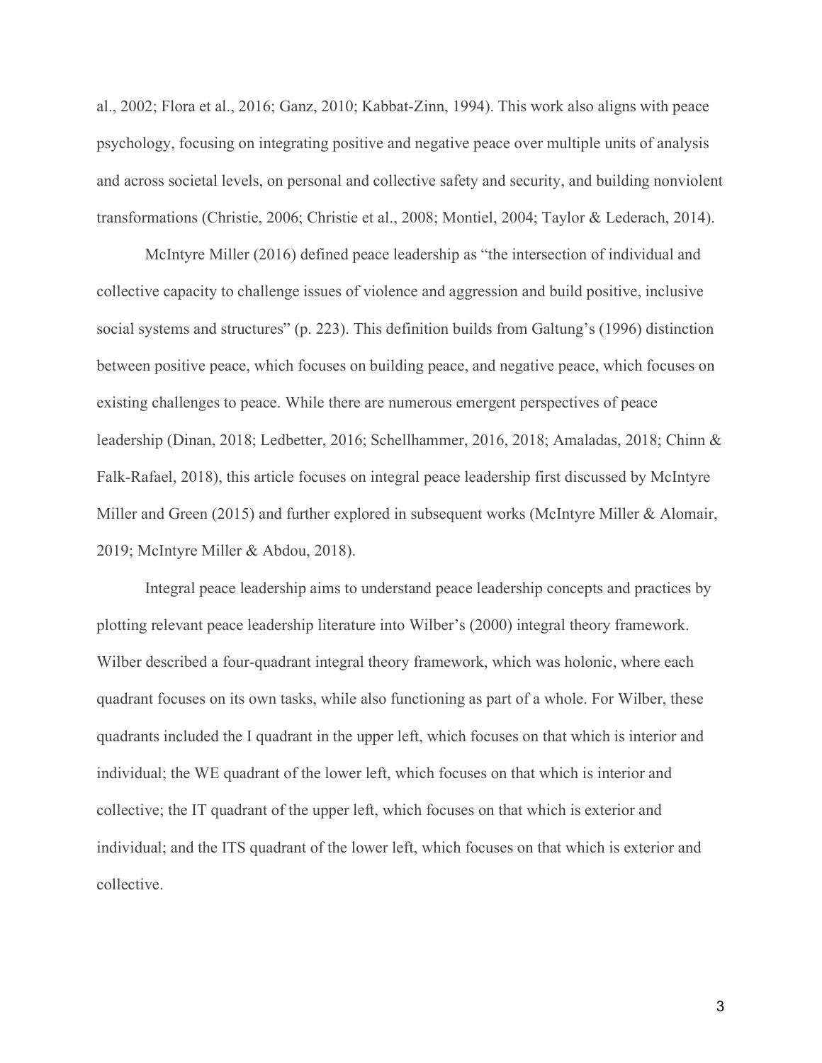al., 2002; Flora et al., 2016; Ganz, 2010; Kabbat-Zinn, 1994). This work also aligns with peace psychology, focusing on integrating positive and negative peace over multiple units of analysis and across societal levels, on personal and collective safety and security, and building nonviolent transformations (Christie, 2006; Christie et al., 2008; Montiel, 2004; Taylor & Lederach, 2014).

McIntyre Miller (2016) defined peace leadership as "the intersection of individual and collective capacity to challenge issues of violence and aggression and build positive, inclusive social systems and structures" (p. 223). This definition builds from Galtung's (1996) distinction between positive peace, which focuses on building peace, and negative peace, which focuses on existing challenges to peace. While there are numerous emergent perspectives of peace leadership (Dinan, 2018; Ledbetter, 2016; Schellhammer, 2016, 2018; Amaladas, 2018; Chinn & Falk-Rafael, 2018), this article focuses on integral peace leadership first discussed by McIntyre Miller and Green (2015) and further explored in subsequent works (McIntyre Miller & Alomair, 2019; McIntyre Miller & Abdou, 2018).

Integral peace leadership aims to understand peace leadership concepts and practices by plotting relevant peace leadership literature into Wilber's (2000) integral theory framework. Wilber described a four-quadrant integral theory framework, which was holonic, where each quadrant focuses on its own tasks, while also functioning as part of a whole. For Wilber, these quadrants included the I quadrant in the upper left, which focuses on that which is interior and individual; the WE quadrant of the lower left, which focuses on that which is interior and collective; the IT quadrant of the upper left, which focuses on that which is exterior and individual; and the ITS quadrant of the lower left, which focuses on that which is exterior and collective.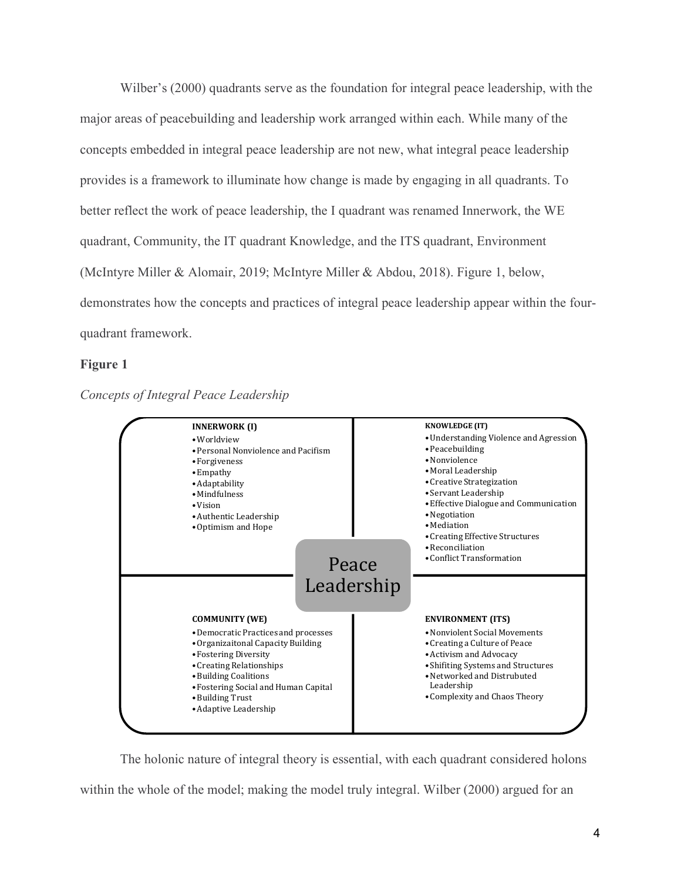Wilber's (2000) quadrants serve as the foundation for integral peace leadership, with the major areas of peacebuilding and leadership work arranged within each. While many of the concepts embedded in integral peace leadership are not new, what integral peace leadership provides is a framework to illuminate how change is made by engaging in all quadrants. To better reflect the work of peace leadership, the I quadrant was renamed Innerwork, the WE quadrant, Community, the IT quadrant Knowledge, and the ITS quadrant, Environment (McIntyre Miller & Alomair, 2019; McIntyre Miller & Abdou, 2018). Figure 1, below, demonstrates how the concepts and practices of integral peace leadership appear within the four-quadrant framework.

**Figure 1**

*Concepts of Integral Peace Leadership*

Peace Leadership

**INNERWORK (I)**
- Worldview
- Personal Nonviolence and Pacifism
- Forgiveness
- Empathy
- Adaptability
- Mindfulness
- Vision
- Authentic Leadership
- Optimism and Hope

**KNOWLEDGE (IT)**
- Understanding Violence and Agression
- Peacebuilding
- Nonviolence
- Moral Leadership
- Creative Strategization
- Servant Leadership
- Effective Dialogue and Communication
- Negotiation
- Mediation
- Creating Effective Structures
- Reconciliation
- Conflict Transformation

**COMMUNITY (WE)**
- Democratic Practices and processes
- Organizaitonal Capacity Building
- Fostering Diversity
- Creating Relationships
- Building Coalitions
- Fostering Social and Human Capital
- Building Trust
- Adaptive Leadership

**ENVIRONMENT (ITS)**
- Nonviolent Social Movements
- Creating a Culture of Peace
- Activism and Advocacy
- Shifiting Systems and Structures
- Networked and Distrubuted Leadership
- Complexity and Chaos Theory

The holonic nature of integral theory is essential, with each quadrant considered holons within the whole of the model; making the model truly integral. Wilber (2000) argued for an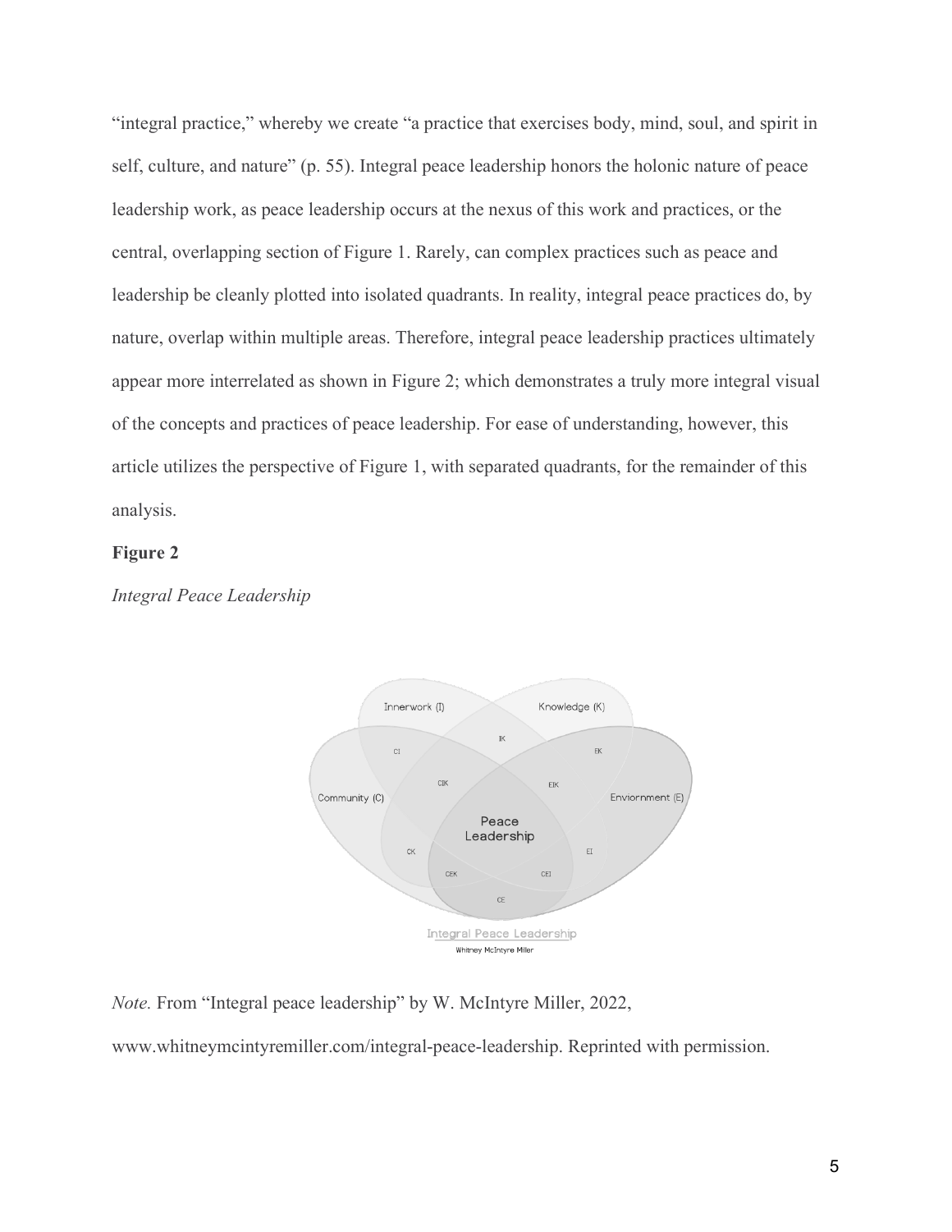"integral practice," whereby we create "a practice that exercises body, mind, soul, and spirit in self, culture, and nature" (p. 55). Integral peace leadership honors the holonic nature of peace leadership work, as peace leadership occurs at the nexus of this work and practices, or the central, overlapping section of Figure 1. Rarely, can complex practices such as peace and leadership be cleanly plotted into isolated quadrants. In reality, integral peace practices do, by nature, overlap within multiple areas. Therefore, integral peace leadership practices ultimately appear more interrelated as shown in Figure 2; which demonstrates a truly more integral visual of the concepts and practices of peace leadership. For ease of understanding, however, this article utilizes the perspective of Figure 1, with separated quadrants, for the remainder of this analysis.

**Figure 2**

*Integral Peace Leadership*

*Note.* From "Integral peace leadership" by W. McIntyre Miller, 2022, www.whitneymcintyremiller.com/integral-peace-leadership. Reprinted with permission.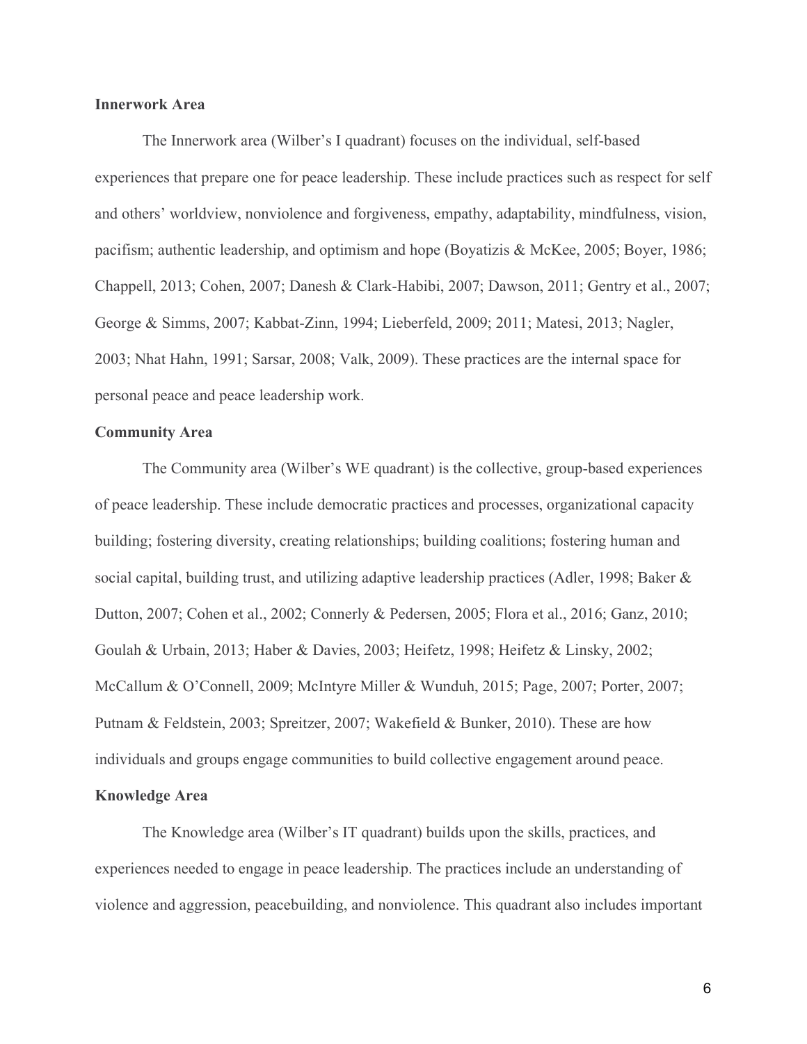**Innerwork Area**

The Innerwork area (Wilber's I quadrant) focuses on the individual, self-based experiences that prepare one for peace leadership. These include practices such as respect for self and others' worldview, nonviolence and forgiveness, empathy, adaptability, mindfulness, vision, pacifism; authentic leadership, and optimism and hope (Boyatizis & McKee, 2005; Boyer, 1986; Chappell, 2013; Cohen, 2007; Danesh & Clark-Habibi, 2007; Dawson, 2011; Gentry et al., 2007; George & Simms, 2007; Kabbat-Zinn, 1994; Lieberfeld, 2009; 2011; Matesi, 2013; Nagler, 2003; Nhat Hahn, 1991; Sarsar, 2008; Valk, 2009). These practices are the internal space for personal peace and peace leadership work.

**Community Area**

The Community area (Wilber's WE quadrant) is the collective, group-based experiences of peace leadership. These include democratic practices and processes, organizational capacity building; fostering diversity, creating relationships; building coalitions; fostering human and social capital, building trust, and utilizing adaptive leadership practices (Adler, 1998; Baker & Dutton, 2007; Cohen et al., 2002; Connerly & Pedersen, 2005; Flora et al., 2016; Ganz, 2010; Goulah & Urbain, 2013; Haber & Davies, 2003; Heifetz, 1998; Heifetz & Linsky, 2002; McCallum & O'Connell, 2009; McIntyre Miller & Wunduh, 2015; Page, 2007; Porter, 2007; Putnam & Feldstein, 2003; Spreitzer, 2007; Wakefield & Bunker, 2010). These are how individuals and groups engage communities to build collective engagement around peace.

**Knowledge Area**

The Knowledge area (Wilber's IT quadrant) builds upon the skills, practices, and experiences needed to engage in peace leadership. The practices include an understanding of violence and aggression, peacebuilding, and nonviolence. This quadrant also includes important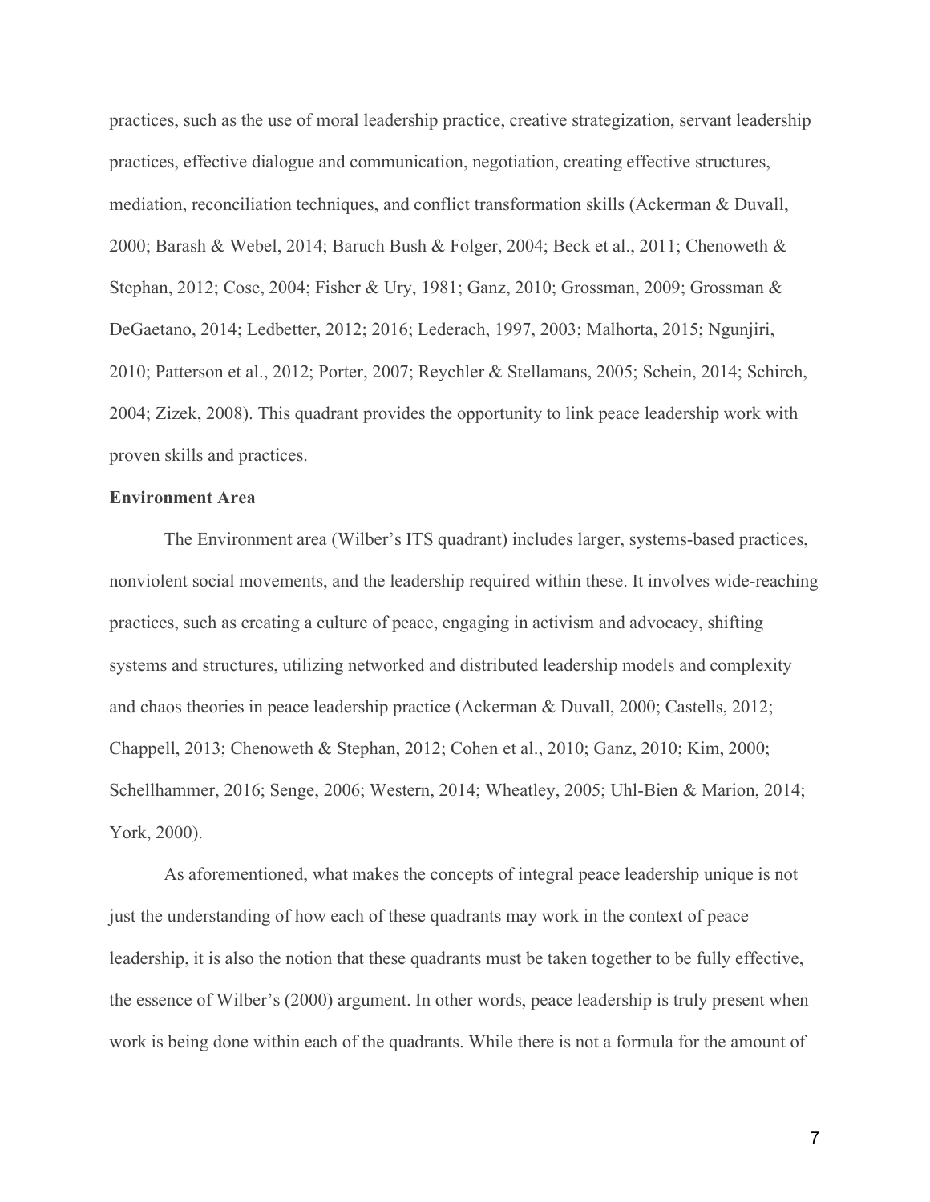practices, such as the use of moral leadership practice, creative strategization, servant leadership practices, effective dialogue and communication, negotiation, creating effective structures, mediation, reconciliation techniques, and conflict transformation skills (Ackerman & Duvall, 2000; Barash & Webel, 2014; Baruch Bush & Folger, 2004; Beck et al., 2011; Chenoweth & Stephan, 2012; Cose, 2004; Fisher & Ury, 1981; Ganz, 2010; Grossman, 2009; Grossman & DeGaetano, 2014; Ledbetter, 2012; 2016; Lederach, 1997, 2003; Malhorta, 2015; Ngunjiri, 2010; Patterson et al., 2012; Porter, 2007; Reychler & Stellamans, 2005; Schein, 2014; Schirch, 2004; Zizek, 2008). This quadrant provides the opportunity to link peace leadership work with proven skills and practices.

**Environment Area**

The Environment area (Wilber's ITS quadrant) includes larger, systems-based practices, nonviolent social movements, and the leadership required within these. It involves wide-reaching practices, such as creating a culture of peace, engaging in activism and advocacy, shifting systems and structures, utilizing networked and distributed leadership models and complexity and chaos theories in peace leadership practice (Ackerman & Duvall, 2000; Castells, 2012; Chappell, 2013; Chenoweth & Stephan, 2012; Cohen et al., 2010; Ganz, 2010; Kim, 2000; Schellhammer, 2016; Senge, 2006; Western, 2014; Wheatley, 2005; Uhl-Bien & Marion, 2014; York, 2000).

As aforementioned, what makes the concepts of integral peace leadership unique is not just the understanding of how each of these quadrants may work in the context of peace leadership, it is also the notion that these quadrants must be taken together to be fully effective, the essence of Wilber's (2000) argument. In other words, peace leadership is truly present when work is being done within each of the quadrants. While there is not a formula for the amount of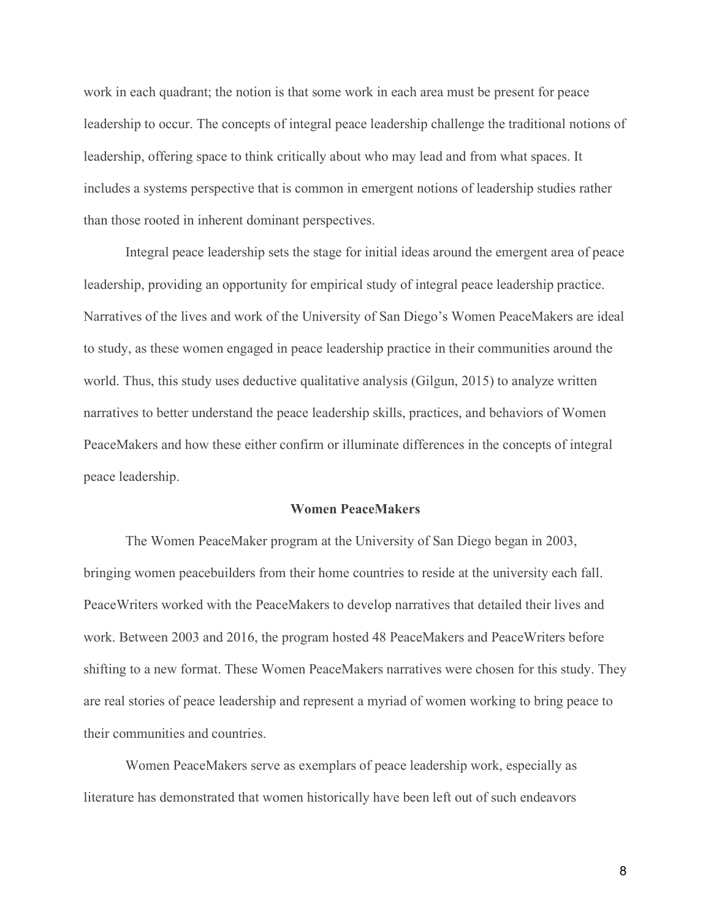work in each quadrant; the notion is that some work in each area must be present for peace leadership to occur. The concepts of integral peace leadership challenge the traditional notions of leadership, offering space to think critically about who may lead and from what spaces. It includes a systems perspective that is common in emergent notions of leadership studies rather than those rooted in inherent dominant perspectives.

Integral peace leadership sets the stage for initial ideas around the emergent area of peace leadership, providing an opportunity for empirical study of integral peace leadership practice. Narratives of the lives and work of the University of San Diego's Women PeaceMakers are ideal to study, as these women engaged in peace leadership practice in their communities around the world. Thus, this study uses deductive qualitative analysis (Gilgun, 2015) to analyze written narratives to better understand the peace leadership skills, practices, and behaviors of Women PeaceMakers and how these either confirm or illuminate differences in the concepts of integral peace leadership.

## Women PeaceMakers

The Women PeaceMaker program at the University of San Diego began in 2003, bringing women peacebuilders from their home countries to reside at the university each fall. PeaceWriters worked with the PeaceMakers to develop narratives that detailed their lives and work. Between 2003 and 2016, the program hosted 48 PeaceMakers and PeaceWriters before shifting to a new format. These Women PeaceMakers narratives were chosen for this study. They are real stories of peace leadership and represent a myriad of women working to bring peace to their communities and countries.

Women PeaceMakers serve as exemplars of peace leadership work, especially as literature has demonstrated that women historically have been left out of such endeavors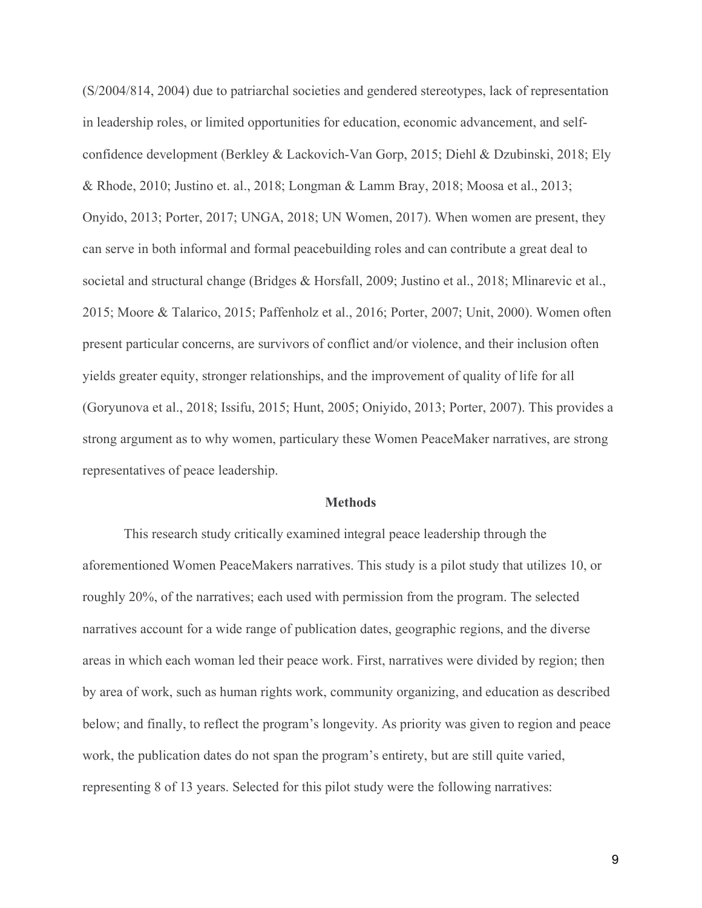(S/2004/814, 2004) due to patriarchal societies and gendered stereotypes, lack of representation in leadership roles, or limited opportunities for education, economic advancement, and self-confidence development (Berkley & Lackovich-Van Gorp, 2015; Diehl & Dzubinski, 2018; Ely & Rhode, 2010; Justino et. al., 2018; Longman & Lamm Bray, 2018; Moosa et al., 2013; Onyido, 2013; Porter, 2017; UNGA, 2018; UN Women, 2017). When women are present, they can serve in both informal and formal peacebuilding roles and can contribute a great deal to societal and structural change (Bridges & Horsfall, 2009; Justino et al., 2018; Mlinarevic et al., 2015; Moore & Talarico, 2015; Paffenholz et al., 2016; Porter, 2007; Unit, 2000). Women often present particular concerns, are survivors of conflict and/or violence, and their inclusion often yields greater equity, stronger relationships, and the improvement of quality of life for all (Goryunova et al., 2018; Issifu, 2015; Hunt, 2005; Oniyido, 2013; Porter, 2007). This provides a strong argument as to why women, particulary these Women PeaceMaker narratives, are strong representatives of peace leadership.

## Methods

This research study critically examined integral peace leadership through the aforementioned Women PeaceMakers narratives. This study is a pilot study that utilizes 10, or roughly 20%, of the narratives; each used with permission from the program. The selected narratives account for a wide range of publication dates, geographic regions, and the diverse areas in which each woman led their peace work. First, narratives were divided by region; then by area of work, such as human rights work, community organizing, and education as described below; and finally, to reflect the program's longevity. As priority was given to region and peace work, the publication dates do not span the program's entirety, but are still quite varied, representing 8 of 13 years. Selected for this pilot study were the following narratives: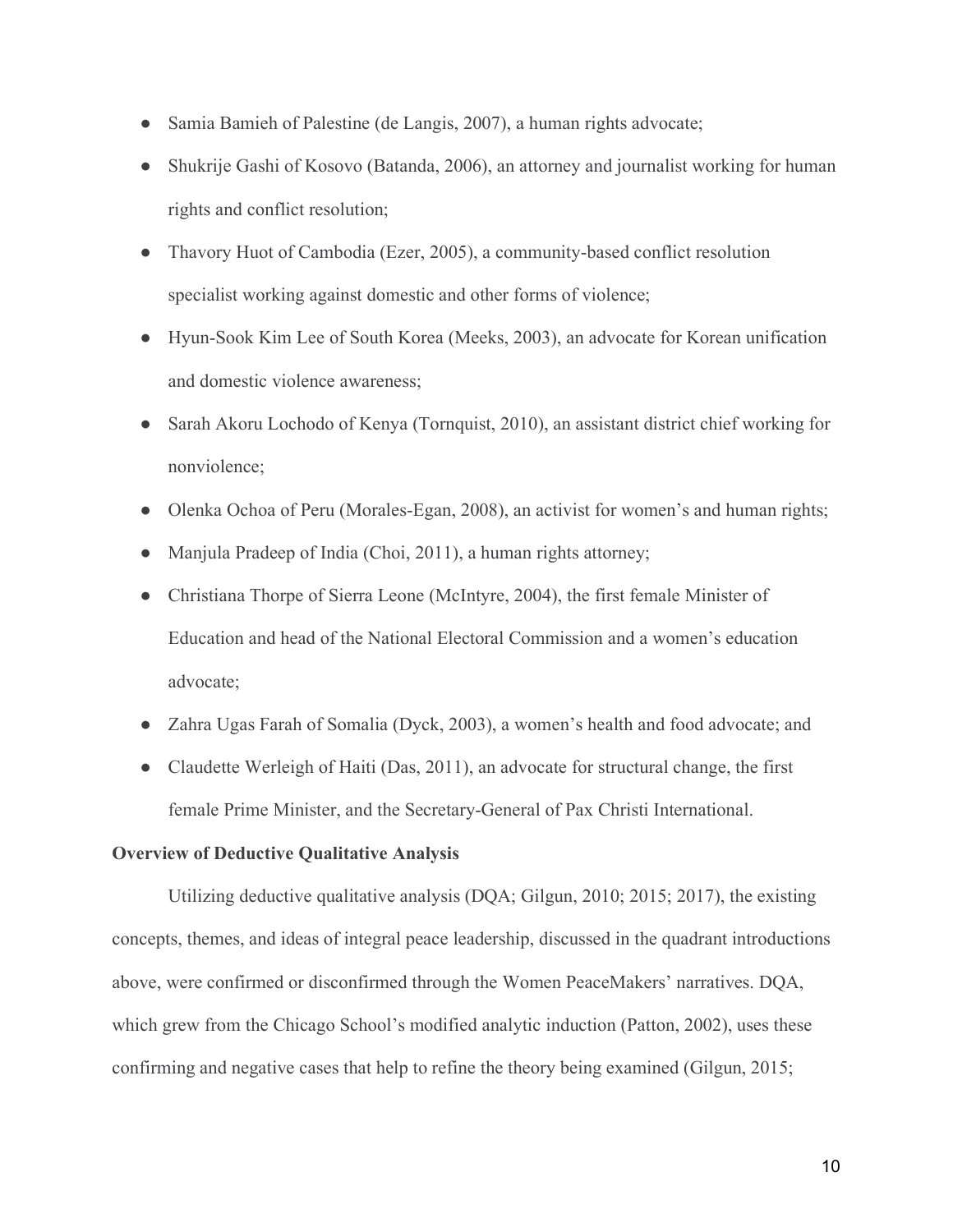- Samia Bamieh of Palestine (de Langis, 2007), a human rights advocate;
- Shukrije Gashi of Kosovo (Batanda, 2006), an attorney and journalist working for human rights and conflict resolution;
- Thavory Huot of Cambodia (Ezer, 2005), a community-based conflict resolution specialist working against domestic and other forms of violence;
- Hyun-Sook Kim Lee of South Korea (Meeks, 2003), an advocate for Korean unification and domestic violence awareness;
- Sarah Akoru Lochodo of Kenya (Tornquist, 2010), an assistant district chief working for nonviolence;
- Olenka Ochoa of Peru (Morales-Egan, 2008), an activist for women's and human rights;
- Manjula Pradeep of India (Choi, 2011), a human rights attorney;
- Christiana Thorpe of Sierra Leone (McIntyre, 2004), the first female Minister of Education and head of the National Electoral Commission and a women's education advocate;
- Zahra Ugas Farah of Somalia (Dyck, 2003), a women's health and food advocate; and
- Claudette Werleigh of Haiti (Das, 2011), an advocate for structural change, the first female Prime Minister, and the Secretary-General of Pax Christi International.

**Overview of Deductive Qualitative Analysis**

Utilizing deductive qualitative analysis (DQA; Gilgun, 2010; 2015; 2017), the existing concepts, themes, and ideas of integral peace leadership, discussed in the quadrant introductions above, were confirmed or disconfirmed through the Women PeaceMakers' narratives. DQA, which grew from the Chicago School's modified analytic induction (Patton, 2002), uses these confirming and negative cases that help to refine the theory being examined (Gilgun, 2015;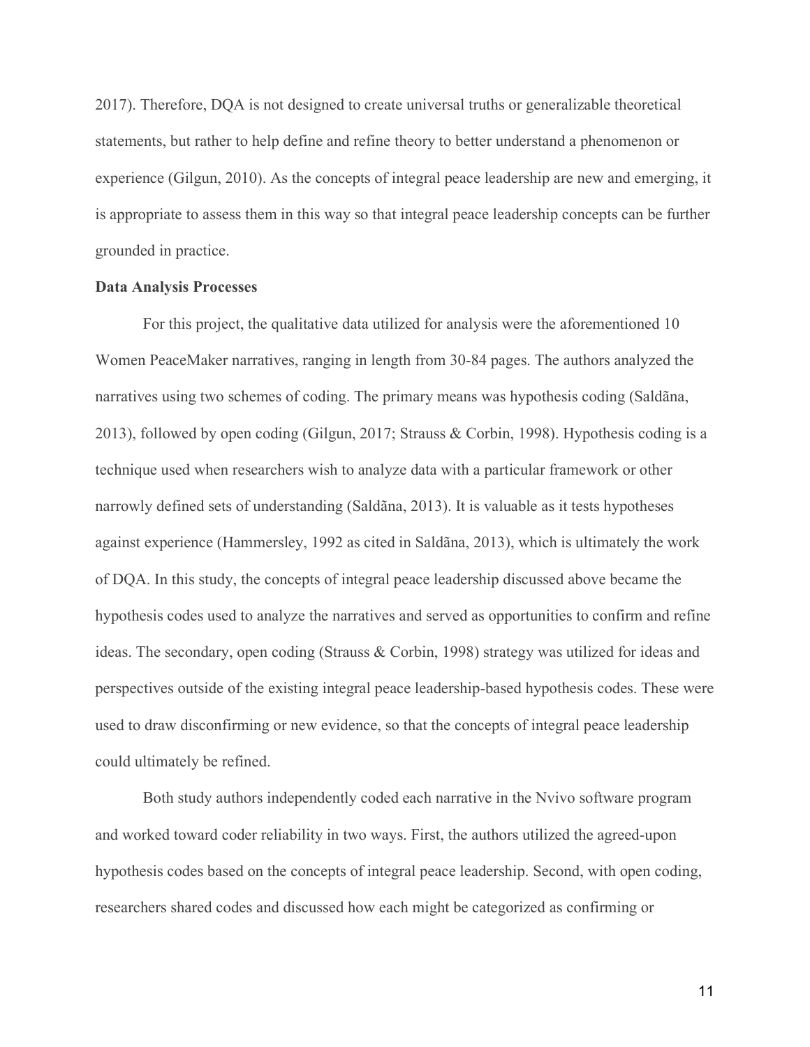2017). Therefore, DQA is not designed to create universal truths or generalizable theoretical statements, but rather to help define and refine theory to better understand a phenomenon or experience (Gilgun, 2010). As the concepts of integral peace leadership are new and emerging, it is appropriate to assess them in this way so that integral peace leadership concepts can be further grounded in practice.

**Data Analysis Processes**

For this project, the qualitative data utilized for analysis were the aforementioned 10 Women PeaceMaker narratives, ranging in length from 30-84 pages. The authors analyzed the narratives using two schemes of coding. The primary means was hypothesis coding (Saldãna, 2013), followed by open coding (Gilgun, 2017; Strauss & Corbin, 1998). Hypothesis coding is a technique used when researchers wish to analyze data with a particular framework or other narrowly defined sets of understanding (Saldãna, 2013). It is valuable as it tests hypotheses against experience (Hammersley, 1992 as cited in Saldãna, 2013), which is ultimately the work of DQA. In this study, the concepts of integral peace leadership discussed above became the hypothesis codes used to analyze the narratives and served as opportunities to confirm and refine ideas. The secondary, open coding (Strauss & Corbin, 1998) strategy was utilized for ideas and perspectives outside of the existing integral peace leadership-based hypothesis codes. These were used to draw disconfirming or new evidence, so that the concepts of integral peace leadership could ultimately be refined.

Both study authors independently coded each narrative in the Nvivo software program and worked toward coder reliability in two ways. First, the authors utilized the agreed-upon hypothesis codes based on the concepts of integral peace leadership. Second, with open coding, researchers shared codes and discussed how each might be categorized as confirming or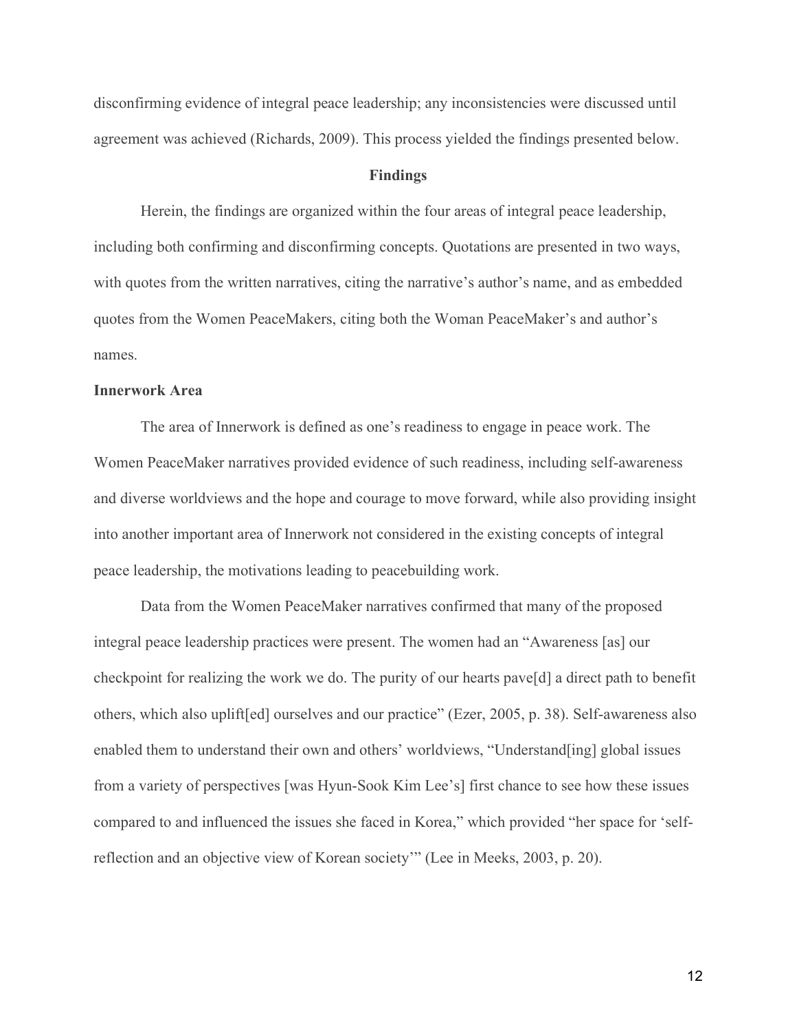disconfirming evidence of integral peace leadership; any inconsistencies were discussed until agreement was achieved (Richards, 2009). This process yielded the findings presented below.

## Findings

Herein, the findings are organized within the four areas of integral peace leadership, including both confirming and disconfirming concepts. Quotations are presented in two ways, with quotes from the written narratives, citing the narrative's author's name, and as embedded quotes from the Women PeaceMakers, citing both the Woman PeaceMaker's and author's names.

### Innerwork Area

The area of Innerwork is defined as one's readiness to engage in peace work. The Women PeaceMaker narratives provided evidence of such readiness, including self-awareness and diverse worldviews and the hope and courage to move forward, while also providing insight into another important area of Innerwork not considered in the existing concepts of integral peace leadership, the motivations leading to peacebuilding work.

Data from the Women PeaceMaker narratives confirmed that many of the proposed integral peace leadership practices were present. The women had an "Awareness [as] our checkpoint for realizing the work we do. The purity of our hearts pave[d] a direct path to benefit others, which also uplift[ed] ourselves and our practice" (Ezer, 2005, p. 38). Self-awareness also enabled them to understand their own and others' worldviews, "Understand[ing] global issues from a variety of perspectives [was Hyun-Sook Kim Lee's] first chance to see how these issues compared to and influenced the issues she faced in Korea," which provided "her space for 'self-reflection and an objective view of Korean society'" (Lee in Meeks, 2003, p. 20).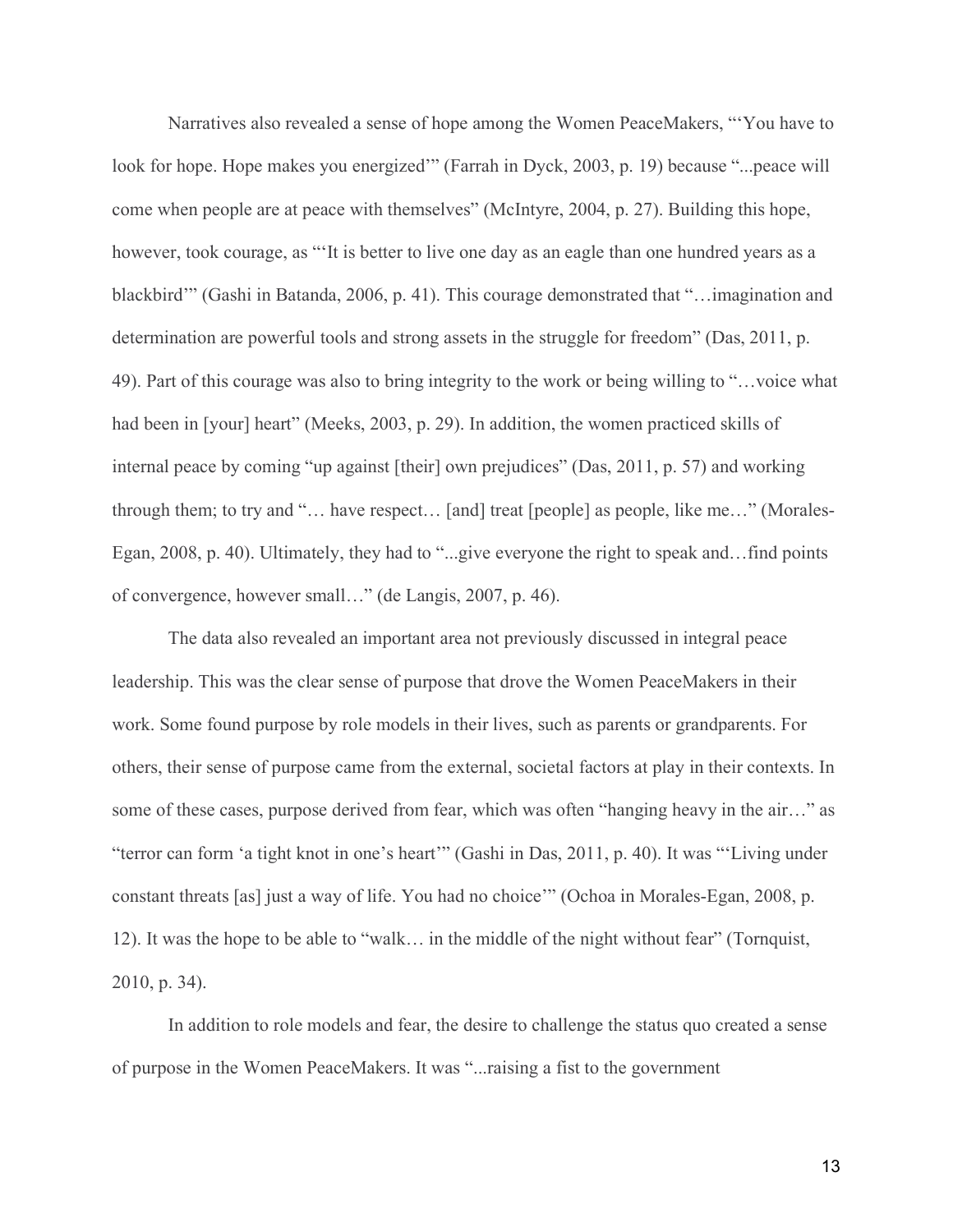Narratives also revealed a sense of hope among the Women PeaceMakers, "'You have to look for hope. Hope makes you energized'" (Farrah in Dyck, 2003, p. 19) because "...peace will come when people are at peace with themselves" (McIntyre, 2004, p. 27). Building this hope, however, took courage, as "'It is better to live one day as an eagle than one hundred years as a blackbird'" (Gashi in Batanda, 2006, p. 41). This courage demonstrated that "…imagination and determination are powerful tools and strong assets in the struggle for freedom" (Das, 2011, p. 49). Part of this courage was also to bring integrity to the work or being willing to "…voice what had been in [your] heart" (Meeks, 2003, p. 29). In addition, the women practiced skills of internal peace by coming "up against [their] own prejudices" (Das, 2011, p. 57) and working through them; to try and "… have respect… [and] treat [people] as people, like me…" (Morales-Egan, 2008, p. 40). Ultimately, they had to "...give everyone the right to speak and…find points of convergence, however small…" (de Langis, 2007, p. 46).

The data also revealed an important area not previously discussed in integral peace leadership. This was the clear sense of purpose that drove the Women PeaceMakers in their work. Some found purpose by role models in their lives, such as parents or grandparents. For others, their sense of purpose came from the external, societal factors at play in their contexts. In some of these cases, purpose derived from fear, which was often "hanging heavy in the air…" as "terror can form 'a tight knot in one's heart'" (Gashi in Das, 2011, p. 40). It was "'Living under constant threats [as] just a way of life. You had no choice'" (Ochoa in Morales-Egan, 2008, p. 12). It was the hope to be able to "walk… in the middle of the night without fear" (Tornquist, 2010, p. 34).

In addition to role models and fear, the desire to challenge the status quo created a sense of purpose in the Women PeaceMakers. It was "...raising a fist to the government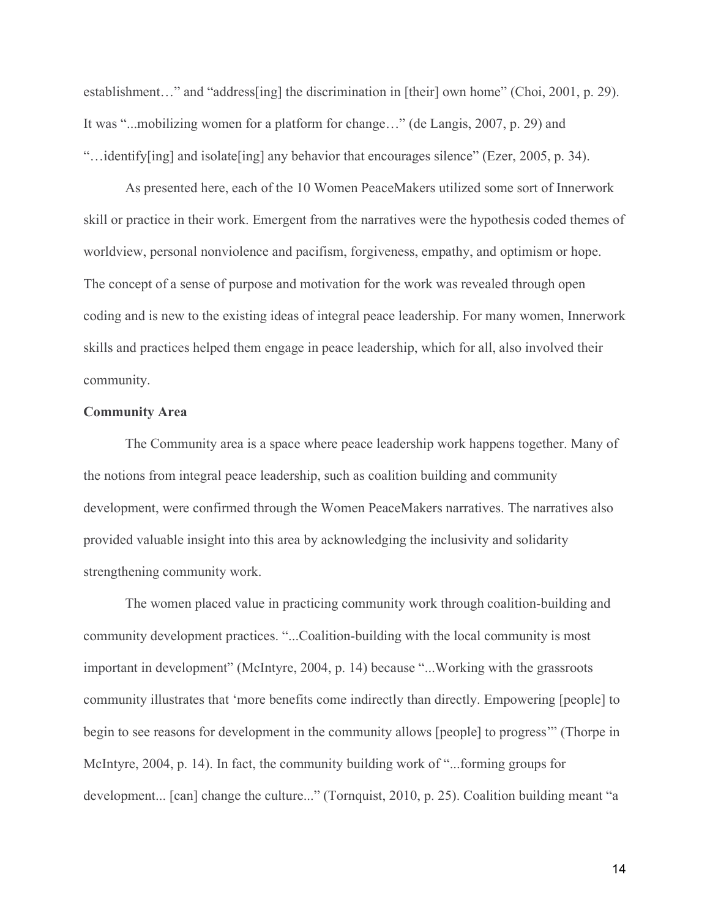establishment…" and "address[ing] the discrimination in [their] own home" (Choi, 2001, p. 29). It was "...mobilizing women for a platform for change…" (de Langis, 2007, p. 29) and "…identify[ing] and isolate[ing] any behavior that encourages silence" (Ezer, 2005, p. 34).

As presented here, each of the 10 Women PeaceMakers utilized some sort of Innerwork skill or practice in their work. Emergent from the narratives were the hypothesis coded themes of worldview, personal nonviolence and pacifism, forgiveness, empathy, and optimism or hope. The concept of a sense of purpose and motivation for the work was revealed through open coding and is new to the existing ideas of integral peace leadership. For many women, Innerwork skills and practices helped them engage in peace leadership, which for all, also involved their community.

**Community Area**

The Community area is a space where peace leadership work happens together. Many of the notions from integral peace leadership, such as coalition building and community development, were confirmed through the Women PeaceMakers narratives. The narratives also provided valuable insight into this area by acknowledging the inclusivity and solidarity strengthening community work.

The women placed value in practicing community work through coalition-building and community development practices. "...Coalition-building with the local community is most important in development" (McIntyre, 2004, p. 14) because "...Working with the grassroots community illustrates that 'more benefits come indirectly than directly. Empowering [people] to begin to see reasons for development in the community allows [people] to progress'" (Thorpe in McIntyre, 2004, p. 14). In fact, the community building work of "...forming groups for development... [can] change the culture..." (Tornquist, 2010, p. 25). Coalition building meant "a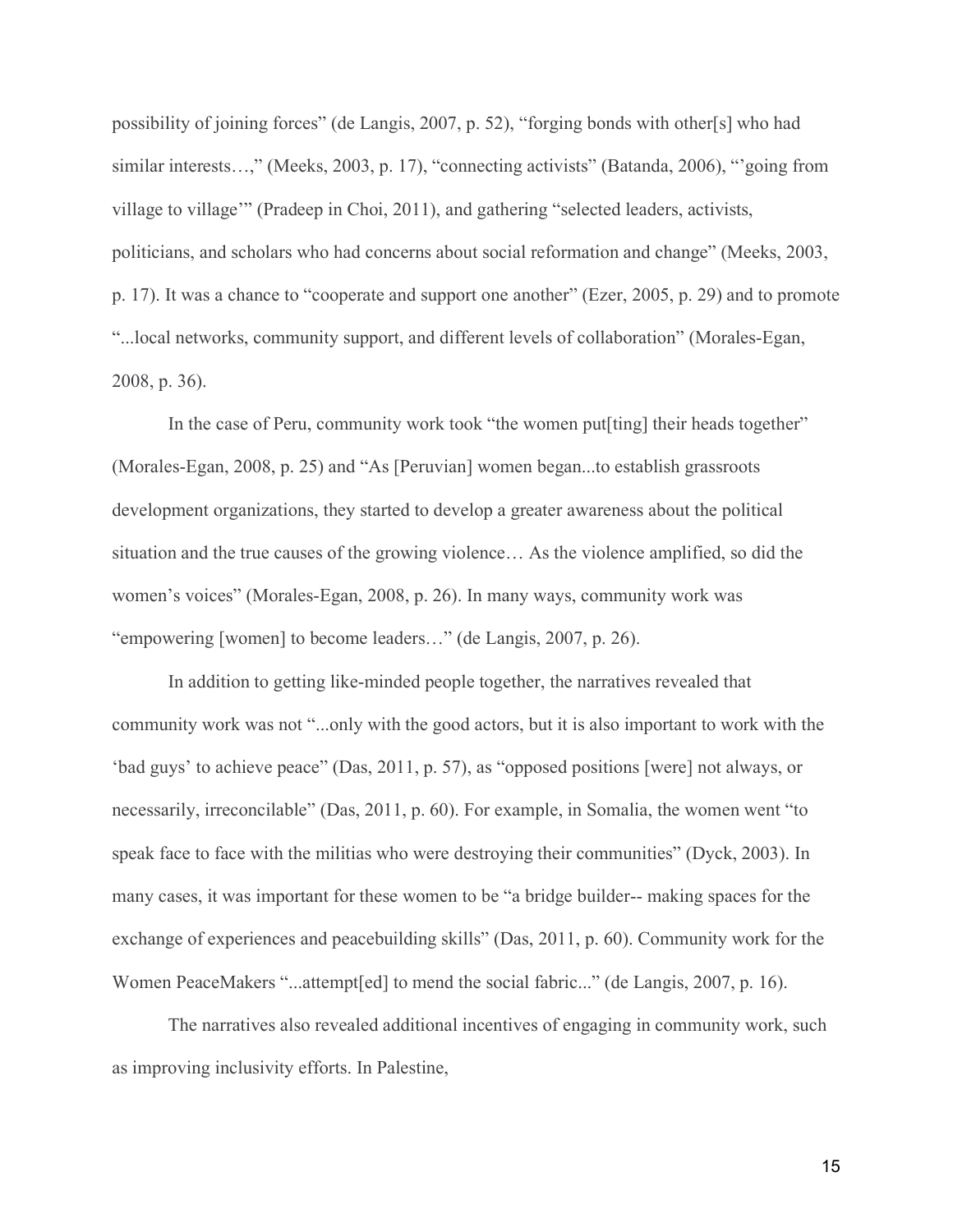possibility of joining forces" (de Langis, 2007, p. 52), "forging bonds with other[s] who had similar interests…," (Meeks, 2003, p. 17), "connecting activists" (Batanda, 2006), "'going from village to village'" (Pradeep in Choi, 2011), and gathering "selected leaders, activists, politicians, and scholars who had concerns about social reformation and change" (Meeks, 2003, p. 17). It was a chance to "cooperate and support one another" (Ezer, 2005, p. 29) and to promote "...local networks, community support, and different levels of collaboration" (Morales-Egan, 2008, p. 36).

In the case of Peru, community work took "the women put[ting] their heads together" (Morales-Egan, 2008, p. 25) and "As [Peruvian] women began...to establish grassroots development organizations, they started to develop a greater awareness about the political situation and the true causes of the growing violence… As the violence amplified, so did the women's voices" (Morales-Egan, 2008, p. 26). In many ways, community work was "empowering [women] to become leaders…" (de Langis, 2007, p. 26).

In addition to getting like-minded people together, the narratives revealed that community work was not "...only with the good actors, but it is also important to work with the 'bad guys' to achieve peace" (Das, 2011, p. 57), as "opposed positions [were] not always, or necessarily, irreconcilable" (Das, 2011, p. 60). For example, in Somalia, the women went "to speak face to face with the militias who were destroying their communities" (Dyck, 2003). In many cases, it was important for these women to be "a bridge builder-- making spaces for the exchange of experiences and peacebuilding skills" (Das, 2011, p. 60). Community work for the Women PeaceMakers "...attempt[ed] to mend the social fabric..." (de Langis, 2007, p. 16).

The narratives also revealed additional incentives of engaging in community work, such as improving inclusivity efforts. In Palestine,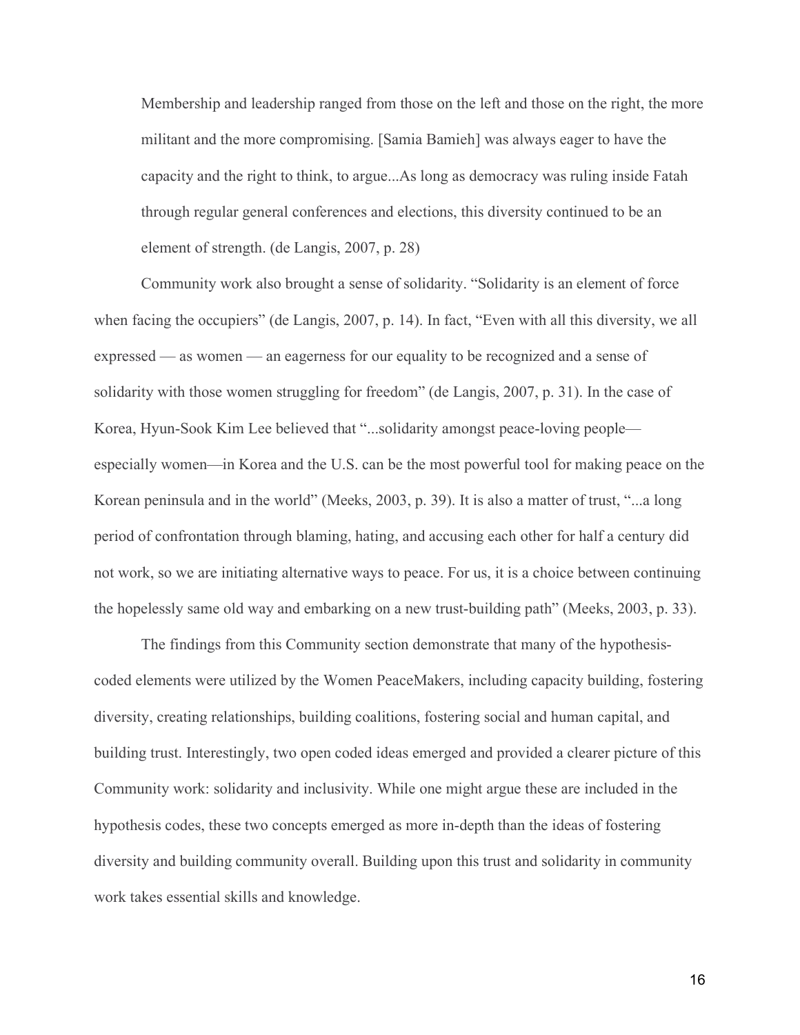> Membership and leadership ranged from those on the left and those on the right, the more militant and the more compromising. [Samia Bamieh] was always eager to have the capacity and the right to think, to argue...As long as democracy was ruling inside Fatah through regular general conferences and elections, this diversity continued to be an element of strength. (de Langis, 2007, p. 28)

Community work also brought a sense of solidarity. "Solidarity is an element of force when facing the occupiers" (de Langis, 2007, p. 14). In fact, "Even with all this diversity, we all expressed — as women — an eagerness for our equality to be recognized and a sense of solidarity with those women struggling for freedom" (de Langis, 2007, p. 31). In the case of Korea, Hyun-Sook Kim Lee believed that "...solidarity amongst peace-loving people—especially women—in Korea and the U.S. can be the most powerful tool for making peace on the Korean peninsula and in the world" (Meeks, 2003, p. 39). It is also a matter of trust, "...a long period of confrontation through blaming, hating, and accusing each other for half a century did not work, so we are initiating alternative ways to peace. For us, it is a choice between continuing the hopelessly same old way and embarking on a new trust-building path" (Meeks, 2003, p. 33).

The findings from this Community section demonstrate that many of the hypothesis-coded elements were utilized by the Women PeaceMakers, including capacity building, fostering diversity, creating relationships, building coalitions, fostering social and human capital, and building trust. Interestingly, two open coded ideas emerged and provided a clearer picture of this Community work: solidarity and inclusivity. While one might argue these are included in the hypothesis codes, these two concepts emerged as more in-depth than the ideas of fostering diversity and building community overall. Building upon this trust and solidarity in community work takes essential skills and knowledge.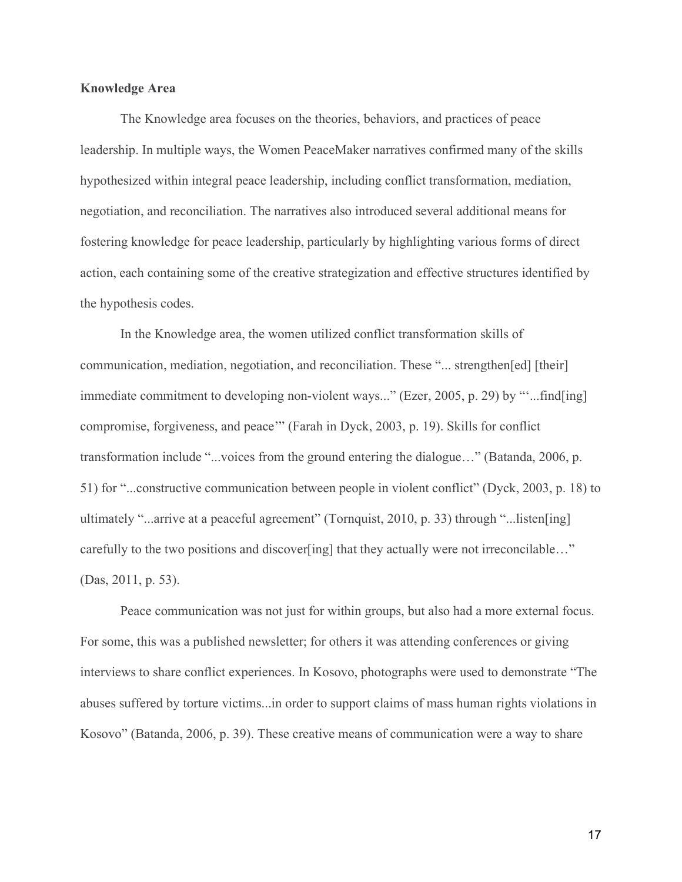**Knowledge Area**

The Knowledge area focuses on the theories, behaviors, and practices of peace leadership. In multiple ways, the Women PeaceMaker narratives confirmed many of the skills hypothesized within integral peace leadership, including conflict transformation, mediation, negotiation, and reconciliation. The narratives also introduced several additional means for fostering knowledge for peace leadership, particularly by highlighting various forms of direct action, each containing some of the creative strategization and effective structures identified by the hypothesis codes.

In the Knowledge area, the women utilized conflict transformation skills of communication, mediation, negotiation, and reconciliation. These "... strengthen[ed] [their] immediate commitment to developing non-violent ways..." (Ezer, 2005, p. 29) by "'...find[ing] compromise, forgiveness, and peace'" (Farah in Dyck, 2003, p. 19). Skills for conflict transformation include "...voices from the ground entering the dialogue…" (Batanda, 2006, p. 51) for "...constructive communication between people in violent conflict" (Dyck, 2003, p. 18) to ultimately "...arrive at a peaceful agreement" (Tornquist, 2010, p. 33) through "...listen[ing] carefully to the two positions and discover[ing] that they actually were not irreconcilable…" (Das, 2011, p. 53).

Peace communication was not just for within groups, but also had a more external focus. For some, this was a published newsletter; for others it was attending conferences or giving interviews to share conflict experiences. In Kosovo, photographs were used to demonstrate "The abuses suffered by torture victims...in order to support claims of mass human rights violations in Kosovo" (Batanda, 2006, p. 39). These creative means of communication were a way to share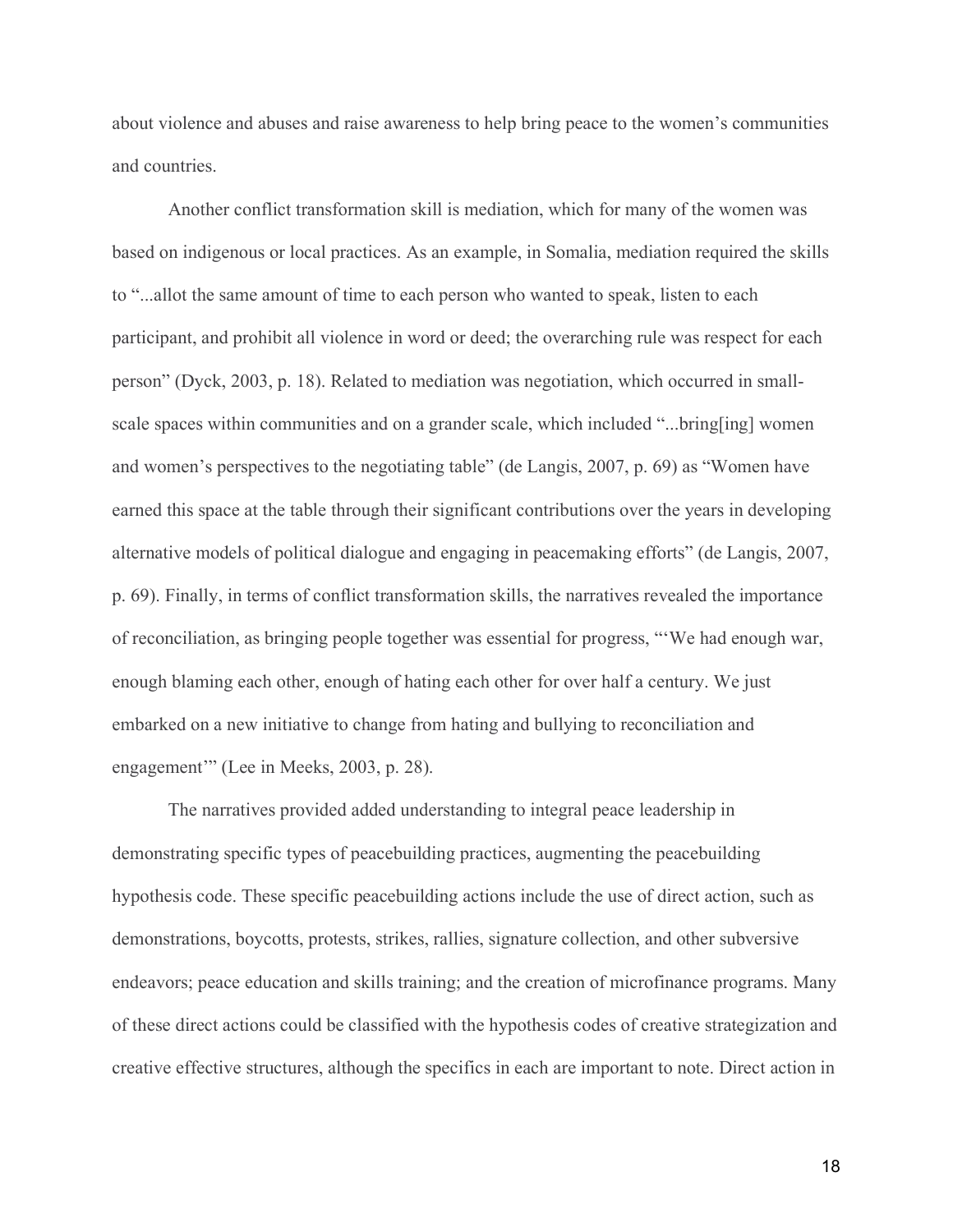about violence and abuses and raise awareness to help bring peace to the women's communities and countries.

Another conflict transformation skill is mediation, which for many of the women was based on indigenous or local practices. As an example, in Somalia, mediation required the skills to "...allot the same amount of time to each person who wanted to speak, listen to each participant, and prohibit all violence in word or deed; the overarching rule was respect for each person" (Dyck, 2003, p. 18). Related to mediation was negotiation, which occurred in small-scale spaces within communities and on a grander scale, which included "...bring[ing] women and women's perspectives to the negotiating table" (de Langis, 2007, p. 69) as "Women have earned this space at the table through their significant contributions over the years in developing alternative models of political dialogue and engaging in peacemaking efforts" (de Langis, 2007, p. 69). Finally, in terms of conflict transformation skills, the narratives revealed the importance of reconciliation, as bringing people together was essential for progress, "'We had enough war, enough blaming each other, enough of hating each other for over half a century. We just embarked on a new initiative to change from hating and bullying to reconciliation and engagement'" (Lee in Meeks, 2003, p. 28).

The narratives provided added understanding to integral peace leadership in demonstrating specific types of peacebuilding practices, augmenting the peacebuilding hypothesis code. These specific peacebuilding actions include the use of direct action, such as demonstrations, boycotts, protests, strikes, rallies, signature collection, and other subversive endeavors; peace education and skills training; and the creation of microfinance programs. Many of these direct actions could be classified with the hypothesis codes of creative strategization and creative effective structures, although the specifics in each are important to note. Direct action in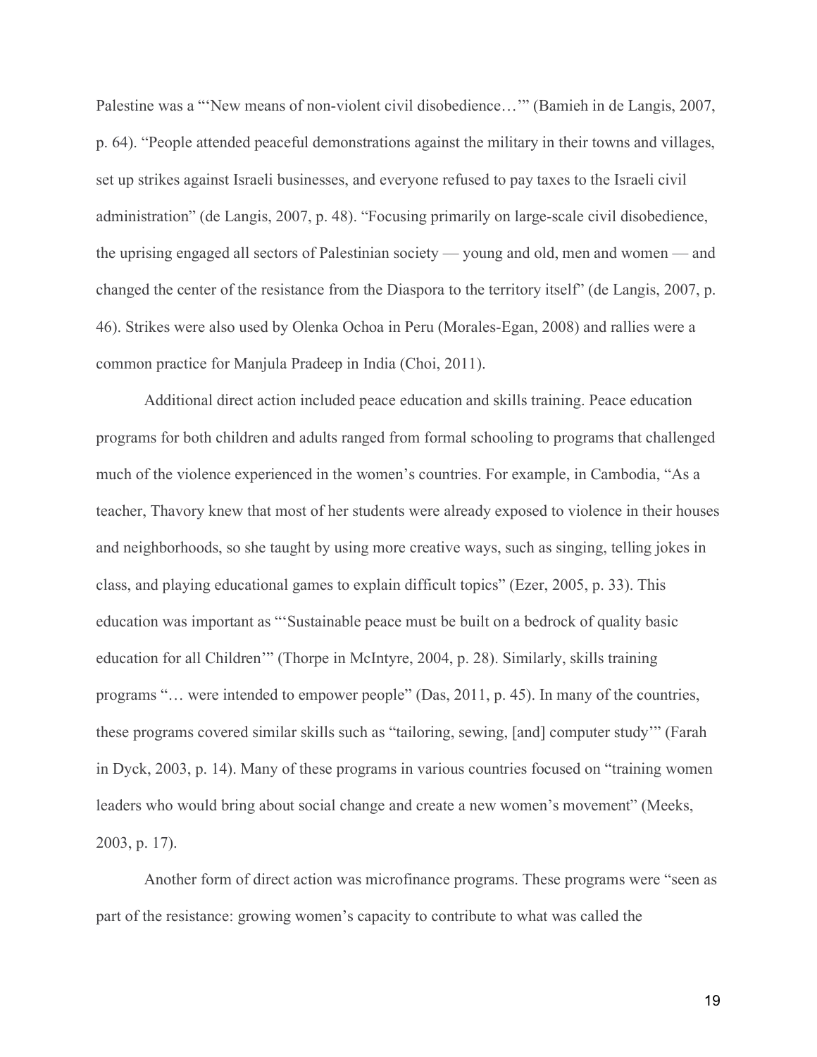Palestine was a "'New means of non-violent civil disobedience…'" (Bamieh in de Langis, 2007, p. 64). "People attended peaceful demonstrations against the military in their towns and villages, set up strikes against Israeli businesses, and everyone refused to pay taxes to the Israeli civil administration" (de Langis, 2007, p. 48). "Focusing primarily on large-scale civil disobedience, the uprising engaged all sectors of Palestinian society — young and old, men and women — and changed the center of the resistance from the Diaspora to the territory itself" (de Langis, 2007, p. 46). Strikes were also used by Olenka Ochoa in Peru (Morales-Egan, 2008) and rallies were a common practice for Manjula Pradeep in India (Choi, 2011).

Additional direct action included peace education and skills training. Peace education programs for both children and adults ranged from formal schooling to programs that challenged much of the violence experienced in the women's countries. For example, in Cambodia, "As a teacher, Thavory knew that most of her students were already exposed to violence in their houses and neighborhoods, so she taught by using more creative ways, such as singing, telling jokes in class, and playing educational games to explain difficult topics" (Ezer, 2005, p. 33). This education was important as "'Sustainable peace must be built on a bedrock of quality basic education for all Children'" (Thorpe in McIntyre, 2004, p. 28). Similarly, skills training programs "… were intended to empower people" (Das, 2011, p. 45). In many of the countries, these programs covered similar skills such as "tailoring, sewing, [and] computer study'" (Farah in Dyck, 2003, p. 14). Many of these programs in various countries focused on "training women leaders who would bring about social change and create a new women's movement" (Meeks, 2003, p. 17).

Another form of direct action was microfinance programs. These programs were "seen as part of the resistance: growing women's capacity to contribute to what was called the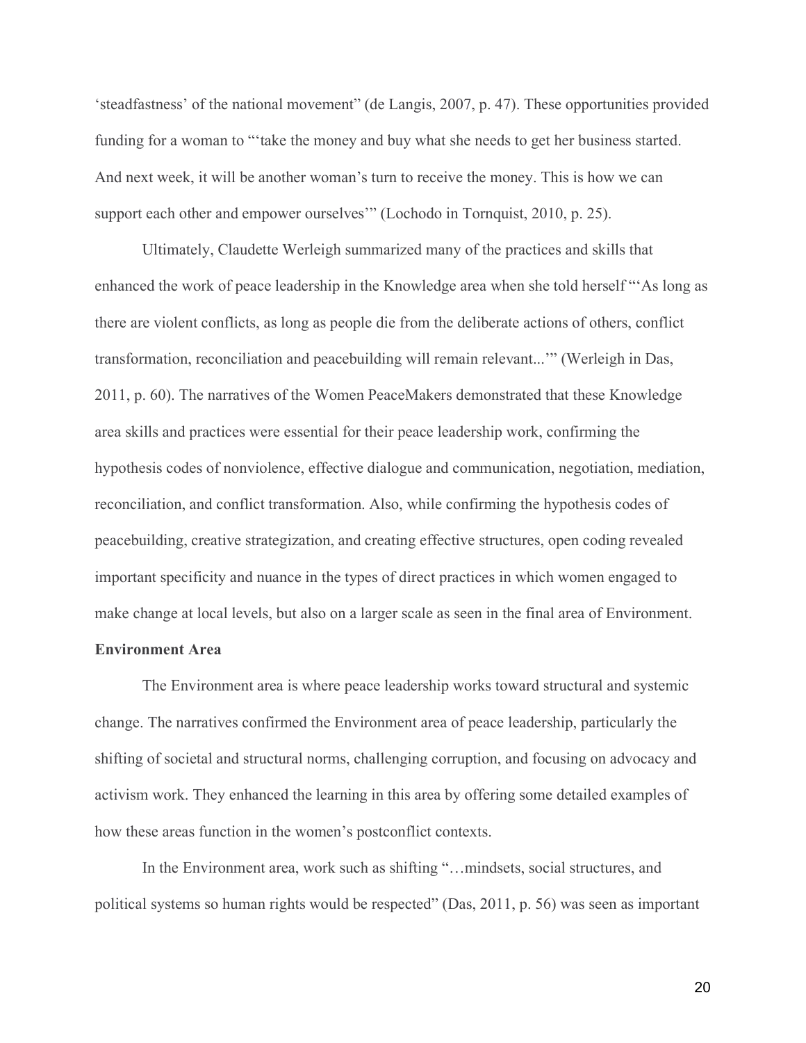'steadfastness' of the national movement" (de Langis, 2007, p. 47). These opportunities provided funding for a woman to "'take the money and buy what she needs to get her business started. And next week, it will be another woman's turn to receive the money. This is how we can support each other and empower ourselves'" (Lochodo in Tornquist, 2010, p. 25).

Ultimately, Claudette Werleigh summarized many of the practices and skills that enhanced the work of peace leadership in the Knowledge area when she told herself "'As long as there are violent conflicts, as long as people die from the deliberate actions of others, conflict transformation, reconciliation and peacebuilding will remain relevant...'" (Werleigh in Das, 2011, p. 60). The narratives of the Women PeaceMakers demonstrated that these Knowledge area skills and practices were essential for their peace leadership work, confirming the hypothesis codes of nonviolence, effective dialogue and communication, negotiation, mediation, reconciliation, and conflict transformation. Also, while confirming the hypothesis codes of peacebuilding, creative strategization, and creating effective structures, open coding revealed important specificity and nuance in the types of direct practices in which women engaged to make change at local levels, but also on a larger scale as seen in the final area of Environment.

**Environment Area**

The Environment area is where peace leadership works toward structural and systemic change. The narratives confirmed the Environment area of peace leadership, particularly the shifting of societal and structural norms, challenging corruption, and focusing on advocacy and activism work. They enhanced the learning in this area by offering some detailed examples of how these areas function in the women's postconflict contexts.

In the Environment area, work such as shifting "…mindsets, social structures, and political systems so human rights would be respected" (Das, 2011, p. 56) was seen as important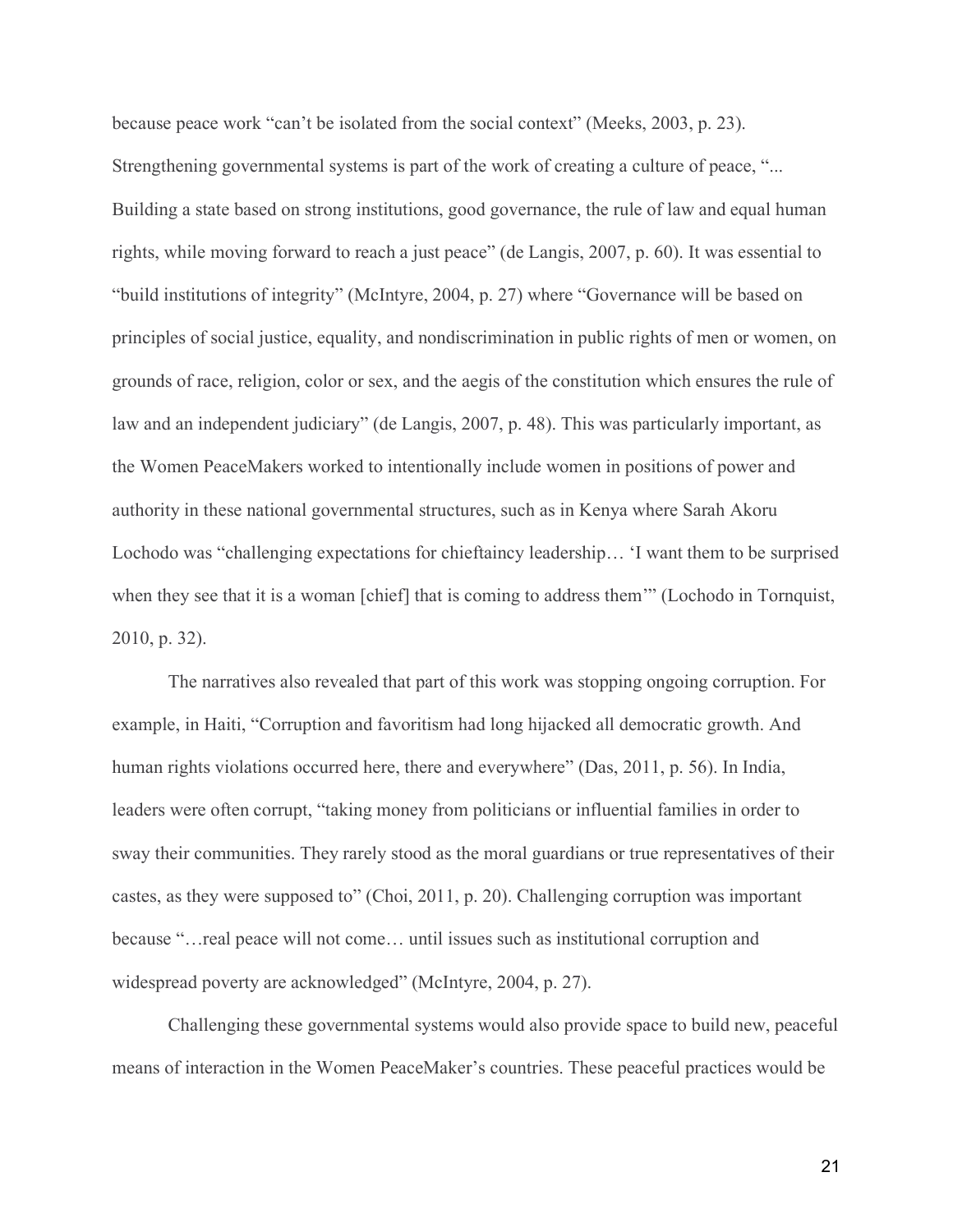because peace work "can't be isolated from the social context" (Meeks, 2003, p. 23). Strengthening governmental systems is part of the work of creating a culture of peace, "... Building a state based on strong institutions, good governance, the rule of law and equal human rights, while moving forward to reach a just peace" (de Langis, 2007, p. 60). It was essential to "build institutions of integrity" (McIntyre, 2004, p. 27) where "Governance will be based on principles of social justice, equality, and nondiscrimination in public rights of men or women, on grounds of race, religion, color or sex, and the aegis of the constitution which ensures the rule of law and an independent judiciary" (de Langis, 2007, p. 48). This was particularly important, as the Women PeaceMakers worked to intentionally include women in positions of power and authority in these national governmental structures, such as in Kenya where Sarah Akoru Lochodo was "challenging expectations for chieftaincy leadership… 'I want them to be surprised when they see that it is a woman [chief] that is coming to address them'" (Lochodo in Tornquist, 2010, p. 32).

The narratives also revealed that part of this work was stopping ongoing corruption. For example, in Haiti, "Corruption and favoritism had long hijacked all democratic growth. And human rights violations occurred here, there and everywhere" (Das, 2011, p. 56). In India, leaders were often corrupt, "taking money from politicians or influential families in order to sway their communities. They rarely stood as the moral guardians or true representatives of their castes, as they were supposed to" (Choi, 2011, p. 20). Challenging corruption was important because "…real peace will not come… until issues such as institutional corruption and widespread poverty are acknowledged" (McIntyre, 2004, p. 27).

Challenging these governmental systems would also provide space to build new, peaceful means of interaction in the Women PeaceMaker's countries. These peaceful practices would be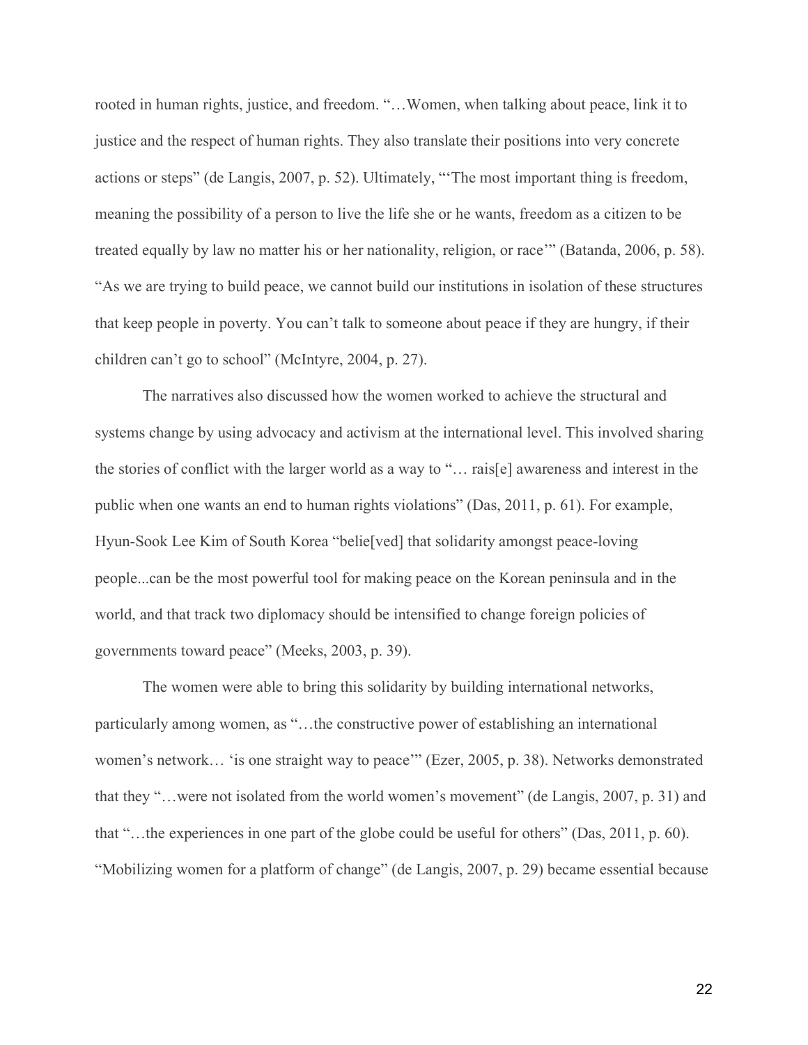rooted in human rights, justice, and freedom. "…Women, when talking about peace, link it to justice and the respect of human rights. They also translate their positions into very concrete actions or steps" (de Langis, 2007, p. 52). Ultimately, "'The most important thing is freedom, meaning the possibility of a person to live the life she or he wants, freedom as a citizen to be treated equally by law no matter his or her nationality, religion, or race'" (Batanda, 2006, p. 58). "As we are trying to build peace, we cannot build our institutions in isolation of these structures that keep people in poverty. You can't talk to someone about peace if they are hungry, if their children can't go to school" (McIntyre, 2004, p. 27).

The narratives also discussed how the women worked to achieve the structural and systems change by using advocacy and activism at the international level. This involved sharing the stories of conflict with the larger world as a way to "… rais[e] awareness and interest in the public when one wants an end to human rights violations" (Das, 2011, p. 61). For example, Hyun-Sook Lee Kim of South Korea "belie[ved] that solidarity amongst peace-loving people...can be the most powerful tool for making peace on the Korean peninsula and in the world, and that track two diplomacy should be intensified to change foreign policies of governments toward peace" (Meeks, 2003, p. 39).

The women were able to bring this solidarity by building international networks, particularly among women, as "…the constructive power of establishing an international women's network… 'is one straight way to peace'" (Ezer, 2005, p. 38). Networks demonstrated that they "…were not isolated from the world women's movement" (de Langis, 2007, p. 31) and that "…the experiences in one part of the globe could be useful for others" (Das, 2011, p. 60). "Mobilizing women for a platform of change" (de Langis, 2007, p. 29) became essential because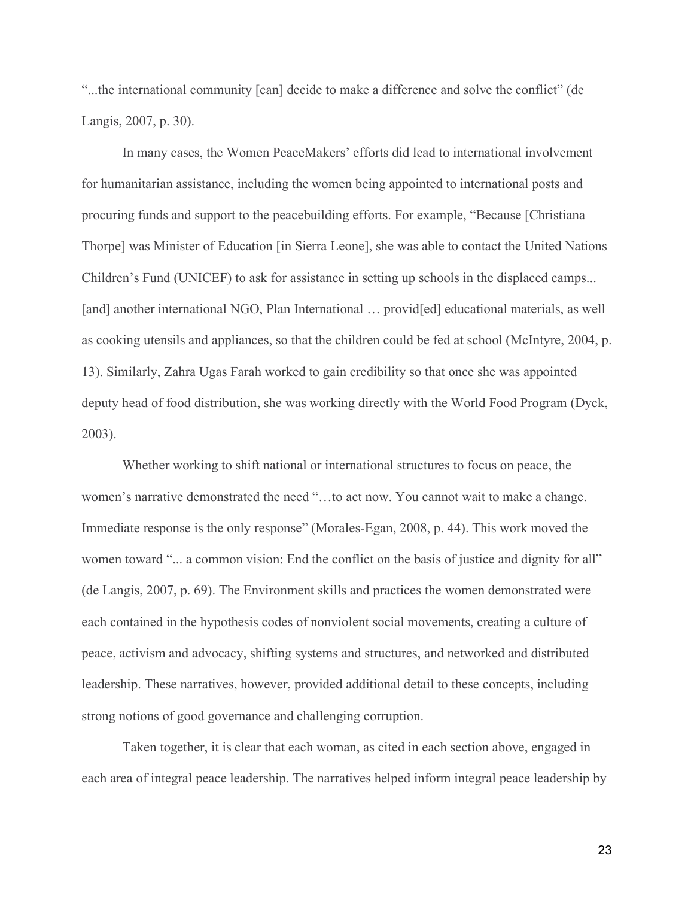"...the international community [can] decide to make a difference and solve the conflict" (de Langis, 2007, p. 30).

In many cases, the Women PeaceMakers' efforts did lead to international involvement for humanitarian assistance, including the women being appointed to international posts and procuring funds and support to the peacebuilding efforts. For example, "Because [Christiana Thorpe] was Minister of Education [in Sierra Leone], she was able to contact the United Nations Children's Fund (UNICEF) to ask for assistance in setting up schools in the displaced camps... [and] another international NGO, Plan International … provid[ed] educational materials, as well as cooking utensils and appliances, so that the children could be fed at school (McIntyre, 2004, p. 13). Similarly, Zahra Ugas Farah worked to gain credibility so that once she was appointed deputy head of food distribution, she was working directly with the World Food Program (Dyck, 2003).

Whether working to shift national or international structures to focus on peace, the women's narrative demonstrated the need "…to act now. You cannot wait to make a change. Immediate response is the only response" (Morales-Egan, 2008, p. 44). This work moved the women toward "... a common vision: End the conflict on the basis of justice and dignity for all" (de Langis, 2007, p. 69). The Environment skills and practices the women demonstrated were each contained in the hypothesis codes of nonviolent social movements, creating a culture of peace, activism and advocacy, shifting systems and structures, and networked and distributed leadership. These narratives, however, provided additional detail to these concepts, including strong notions of good governance and challenging corruption.

Taken together, it is clear that each woman, as cited in each section above, engaged in each area of integral peace leadership. The narratives helped inform integral peace leadership by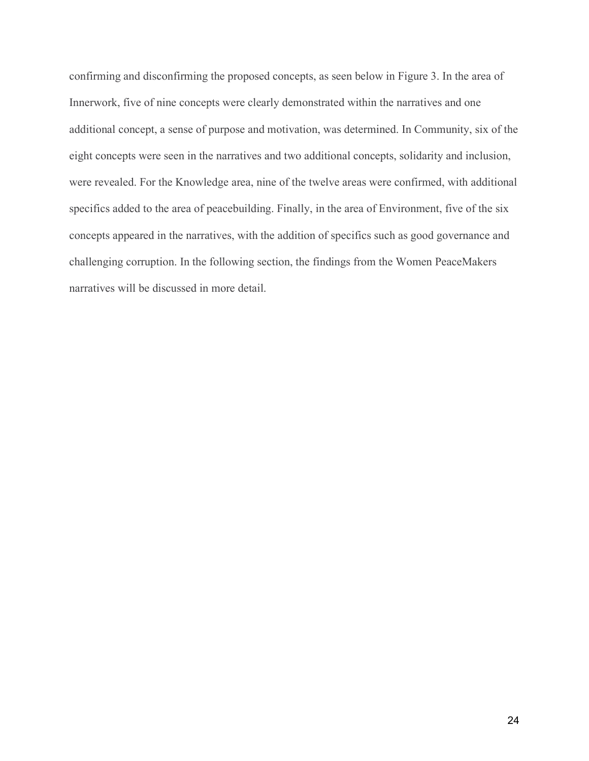confirming and disconfirming the proposed concepts, as seen below in Figure 3. In the area of Innerwork, five of nine concepts were clearly demonstrated within the narratives and one additional concept, a sense of purpose and motivation, was determined. In Community, six of the eight concepts were seen in the narratives and two additional concepts, solidarity and inclusion, were revealed. For the Knowledge area, nine of the twelve areas were confirmed, with additional specifics added to the area of peacebuilding. Finally, in the area of Environment, five of the six concepts appeared in the narratives, with the addition of specifics such as good governance and challenging corruption. In the following section, the findings from the Women PeaceMakers narratives will be discussed in more detail.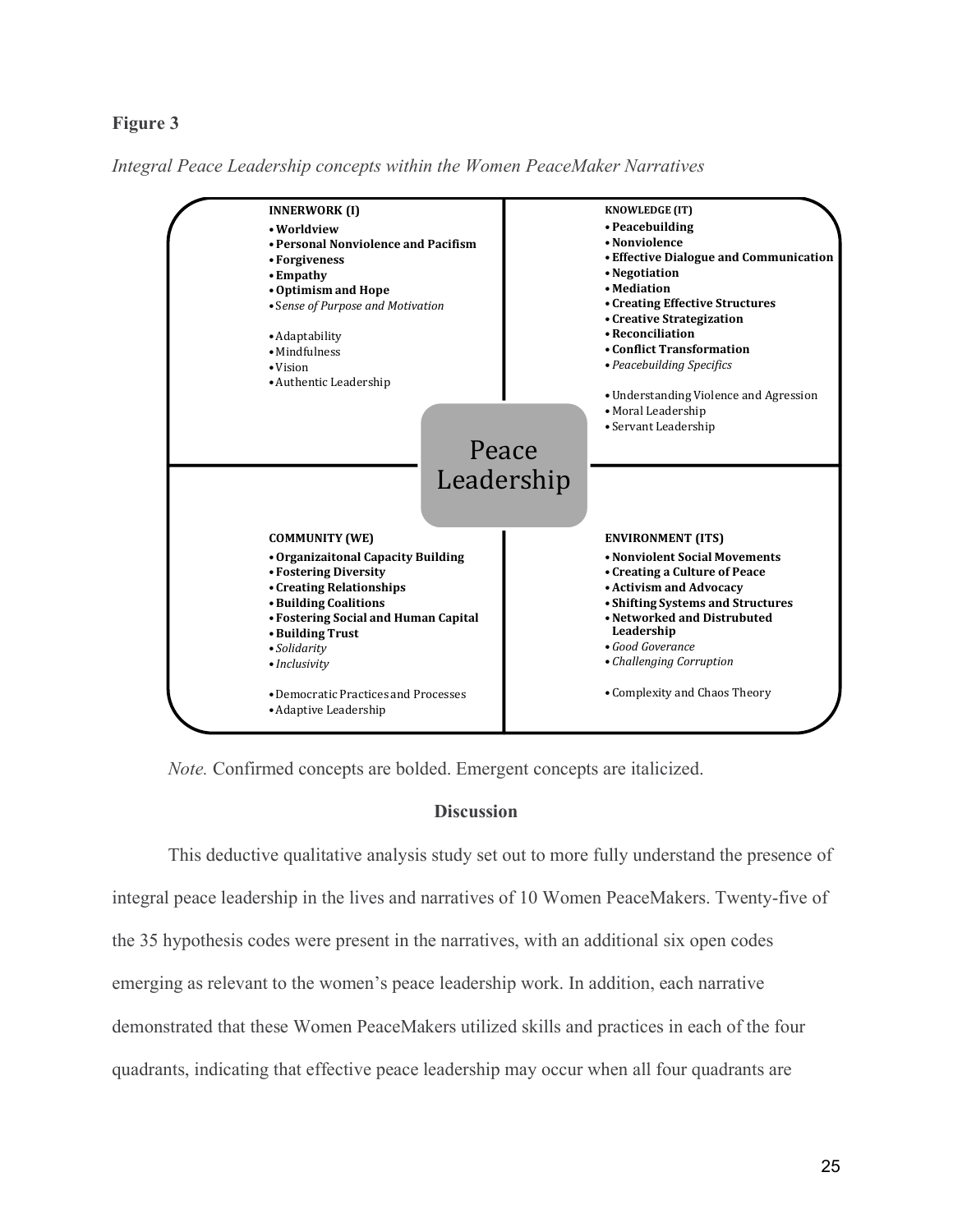**Figure 3**

*Integral Peace Leadership concepts within the Women PeaceMaker Narratives*

**INNERWORK (I)**

- **Worldview**
- **Personal Nonviolence and Pacifism**
- **Forgiveness**
- **Empathy**
- **Optimism and Hope**
- *Sense of Purpose and Motivation*

- Adaptability
- Mindfulness
- Vision
- Authentic Leadership

**KNOWLEDGE (IT)**

- **Peacebuilding**
- **Nonviolence**
- **Effective Dialogue and Communication**
- **Negotiation**
- **Mediation**
- **Creating Effective Structures**
- **Creative Strategization**
- **Reconciliation**
- **Conflict Transformation**
- *Peacebuilding Specifics*

- Understanding Violence and Agression
- Moral Leadership
- Servant Leadership

Peace Leadership

**COMMUNITY (WE)**

- **Organizaitonal Capacity Building**
- **Fostering Diversity**
- **Creating Relationships**
- **Building Coalitions**
- **Fostering Social and Human Capital**
- **Building Trust**
- *Solidarity*
- *Inclusivity*

- Democratic Practices and Processes
- Adaptive Leadership

**ENVIRONMENT (ITS)**

- **Nonviolent Social Movements**
- **Creating a Culture of Peace**
- **Activism and Advocacy**
- **Shifting Systems and Structures**
- **Networked and Distrubuted Leadership**
- *Good Goverance*
- *Challenging Corruption*

- Complexity and Chaos Theory

*Note.* Confirmed concepts are bolded. Emergent concepts are italicized.

## Discussion

This deductive qualitative analysis study set out to more fully understand the presence of integral peace leadership in the lives and narratives of 10 Women PeaceMakers. Twenty-five of the 35 hypothesis codes were present in the narratives, with an additional six open codes emerging as relevant to the women's peace leadership work. In addition, each narrative demonstrated that these Women PeaceMakers utilized skills and practices in each of the four quadrants, indicating that effective peace leadership may occur when all four quadrants are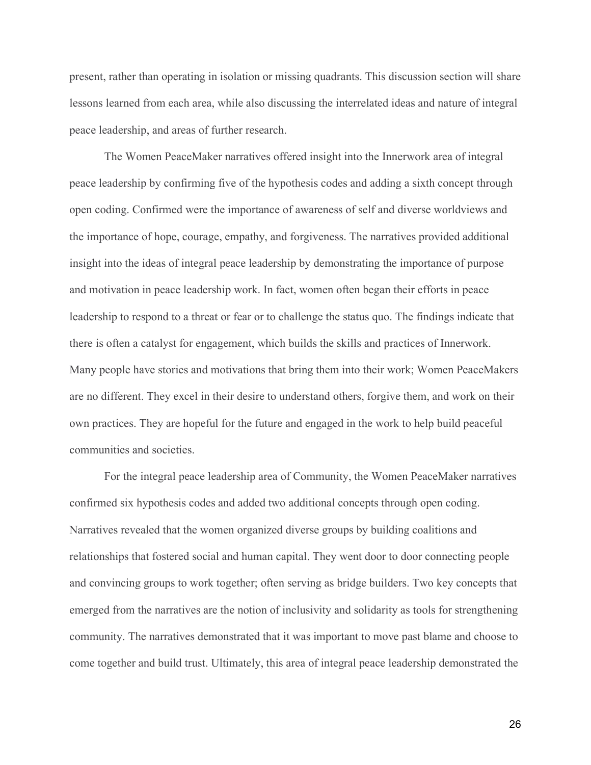present, rather than operating in isolation or missing quadrants. This discussion section will share lessons learned from each area, while also discussing the interrelated ideas and nature of integral peace leadership, and areas of further research.

The Women PeaceMaker narratives offered insight into the Innerwork area of integral peace leadership by confirming five of the hypothesis codes and adding a sixth concept through open coding. Confirmed were the importance of awareness of self and diverse worldviews and the importance of hope, courage, empathy, and forgiveness. The narratives provided additional insight into the ideas of integral peace leadership by demonstrating the importance of purpose and motivation in peace leadership work. In fact, women often began their efforts in peace leadership to respond to a threat or fear or to challenge the status quo. The findings indicate that there is often a catalyst for engagement, which builds the skills and practices of Innerwork. Many people have stories and motivations that bring them into their work; Women PeaceMakers are no different. They excel in their desire to understand others, forgive them, and work on their own practices. They are hopeful for the future and engaged in the work to help build peaceful communities and societies.

For the integral peace leadership area of Community, the Women PeaceMaker narratives confirmed six hypothesis codes and added two additional concepts through open coding. Narratives revealed that the women organized diverse groups by building coalitions and relationships that fostered social and human capital. They went door to door connecting people and convincing groups to work together; often serving as bridge builders. Two key concepts that emerged from the narratives are the notion of inclusivity and solidarity as tools for strengthening community. The narratives demonstrated that it was important to move past blame and choose to come together and build trust. Ultimately, this area of integral peace leadership demonstrated the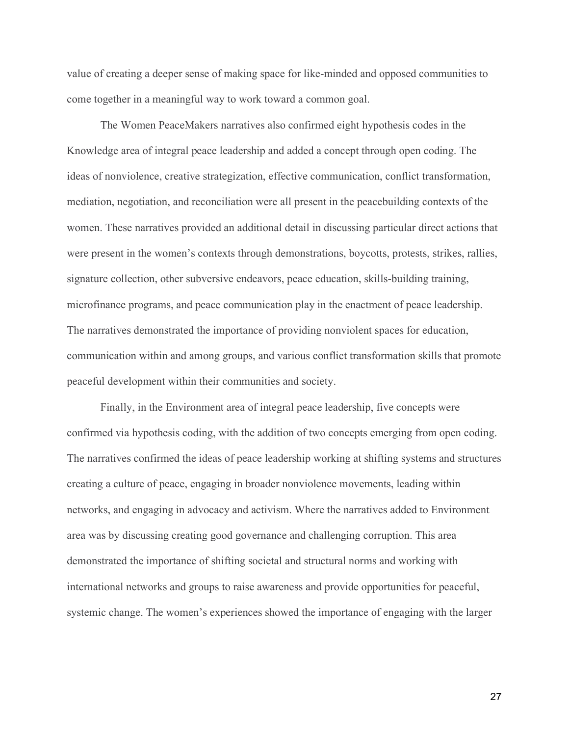value of creating a deeper sense of making space for like-minded and opposed communities to come together in a meaningful way to work toward a common goal.

The Women PeaceMakers narratives also confirmed eight hypothesis codes in the Knowledge area of integral peace leadership and added a concept through open coding. The ideas of nonviolence, creative strategization, effective communication, conflict transformation, mediation, negotiation, and reconciliation were all present in the peacebuilding contexts of the women. These narratives provided an additional detail in discussing particular direct actions that were present in the women's contexts through demonstrations, boycotts, protests, strikes, rallies, signature collection, other subversive endeavors, peace education, skills-building training, microfinance programs, and peace communication play in the enactment of peace leadership. The narratives demonstrated the importance of providing nonviolent spaces for education, communication within and among groups, and various conflict transformation skills that promote peaceful development within their communities and society.

Finally, in the Environment area of integral peace leadership, five concepts were confirmed via hypothesis coding, with the addition of two concepts emerging from open coding. The narratives confirmed the ideas of peace leadership working at shifting systems and structures creating a culture of peace, engaging in broader nonviolence movements, leading within networks, and engaging in advocacy and activism. Where the narratives added to Environment area was by discussing creating good governance and challenging corruption. This area demonstrated the importance of shifting societal and structural norms and working with international networks and groups to raise awareness and provide opportunities for peaceful, systemic change. The women's experiences showed the importance of engaging with the larger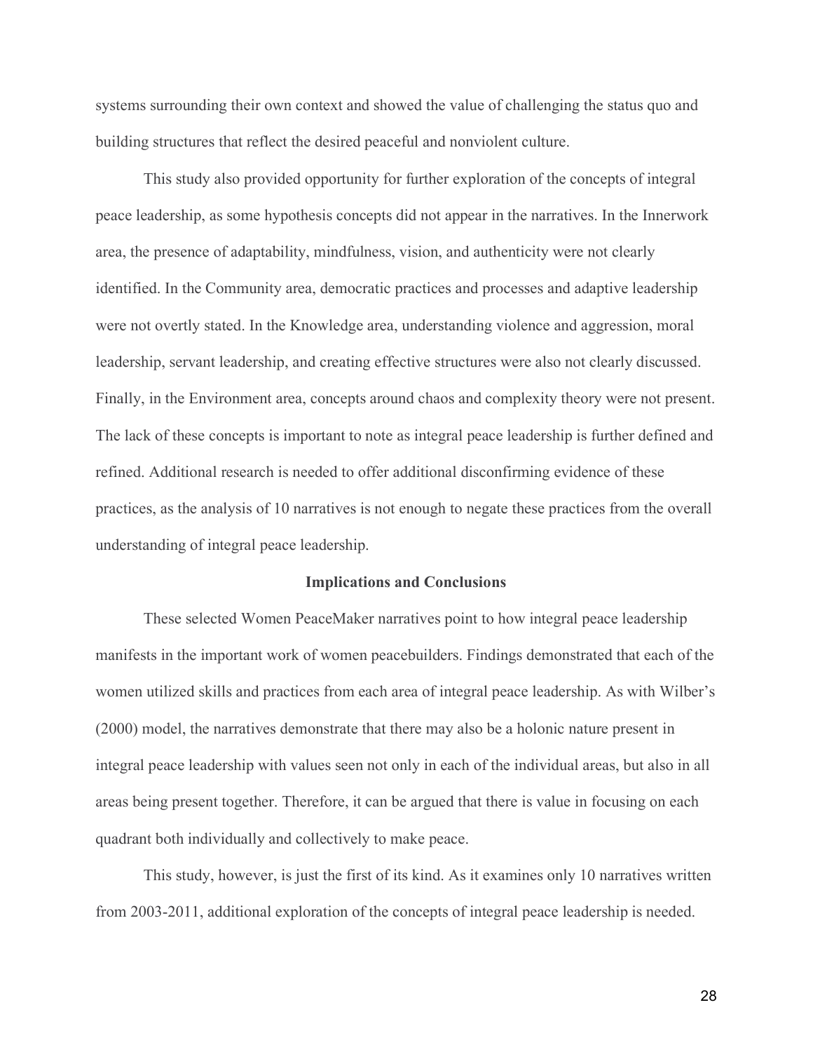systems surrounding their own context and showed the value of challenging the status quo and building structures that reflect the desired peaceful and nonviolent culture.

This study also provided opportunity for further exploration of the concepts of integral peace leadership, as some hypothesis concepts did not appear in the narratives. In the Innerwork area, the presence of adaptability, mindfulness, vision, and authenticity were not clearly identified. In the Community area, democratic practices and processes and adaptive leadership were not overtly stated. In the Knowledge area, understanding violence and aggression, moral leadership, servant leadership, and creating effective structures were also not clearly discussed. Finally, in the Environment area, concepts around chaos and complexity theory were not present. The lack of these concepts is important to note as integral peace leadership is further defined and refined. Additional research is needed to offer additional disconfirming evidence of these practices, as the analysis of 10 narratives is not enough to negate these practices from the overall understanding of integral peace leadership.

## Implications and Conclusions

These selected Women PeaceMaker narratives point to how integral peace leadership manifests in the important work of women peacebuilders. Findings demonstrated that each of the women utilized skills and practices from each area of integral peace leadership. As with Wilber's (2000) model, the narratives demonstrate that there may also be a holonic nature present in integral peace leadership with values seen not only in each of the individual areas, but also in all areas being present together. Therefore, it can be argued that there is value in focusing on each quadrant both individually and collectively to make peace.

This study, however, is just the first of its kind. As it examines only 10 narratives written from 2003-2011, additional exploration of the concepts of integral peace leadership is needed.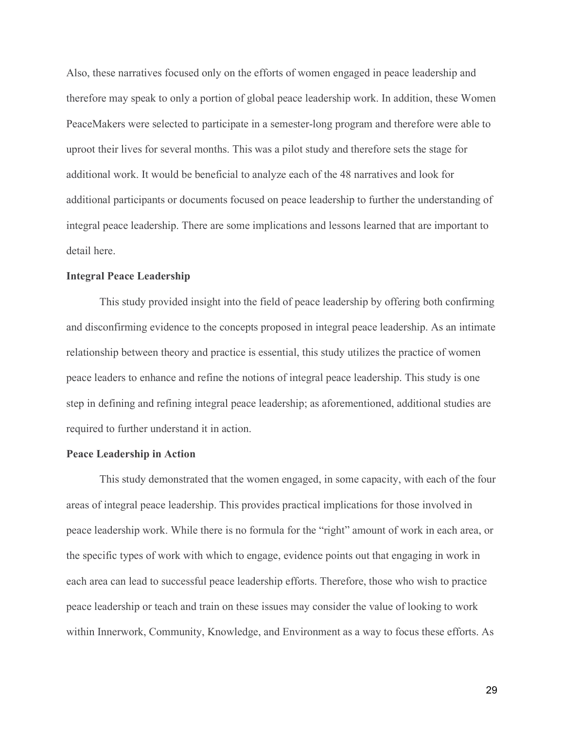Also, these narratives focused only on the efforts of women engaged in peace leadership and therefore may speak to only a portion of global peace leadership work. In addition, these Women PeaceMakers were selected to participate in a semester-long program and therefore were able to uproot their lives for several months. This was a pilot study and therefore sets the stage for additional work. It would be beneficial to analyze each of the 48 narratives and look for additional participants or documents focused on peace leadership to further the understanding of integral peace leadership. There are some implications and lessons learned that are important to detail here.

**Integral Peace Leadership**

This study provided insight into the field of peace leadership by offering both confirming and disconfirming evidence to the concepts proposed in integral peace leadership. As an intimate relationship between theory and practice is essential, this study utilizes the practice of women peace leaders to enhance and refine the notions of integral peace leadership. This study is one step in defining and refining integral peace leadership; as aforementioned, additional studies are required to further understand it in action.

**Peace Leadership in Action**

This study demonstrated that the women engaged, in some capacity, with each of the four areas of integral peace leadership. This provides practical implications for those involved in peace leadership work. While there is no formula for the "right" amount of work in each area, or the specific types of work with which to engage, evidence points out that engaging in work in each area can lead to successful peace leadership efforts. Therefore, those who wish to practice peace leadership or teach and train on these issues may consider the value of looking to work within Innerwork, Community, Knowledge, and Environment as a way to focus these efforts. As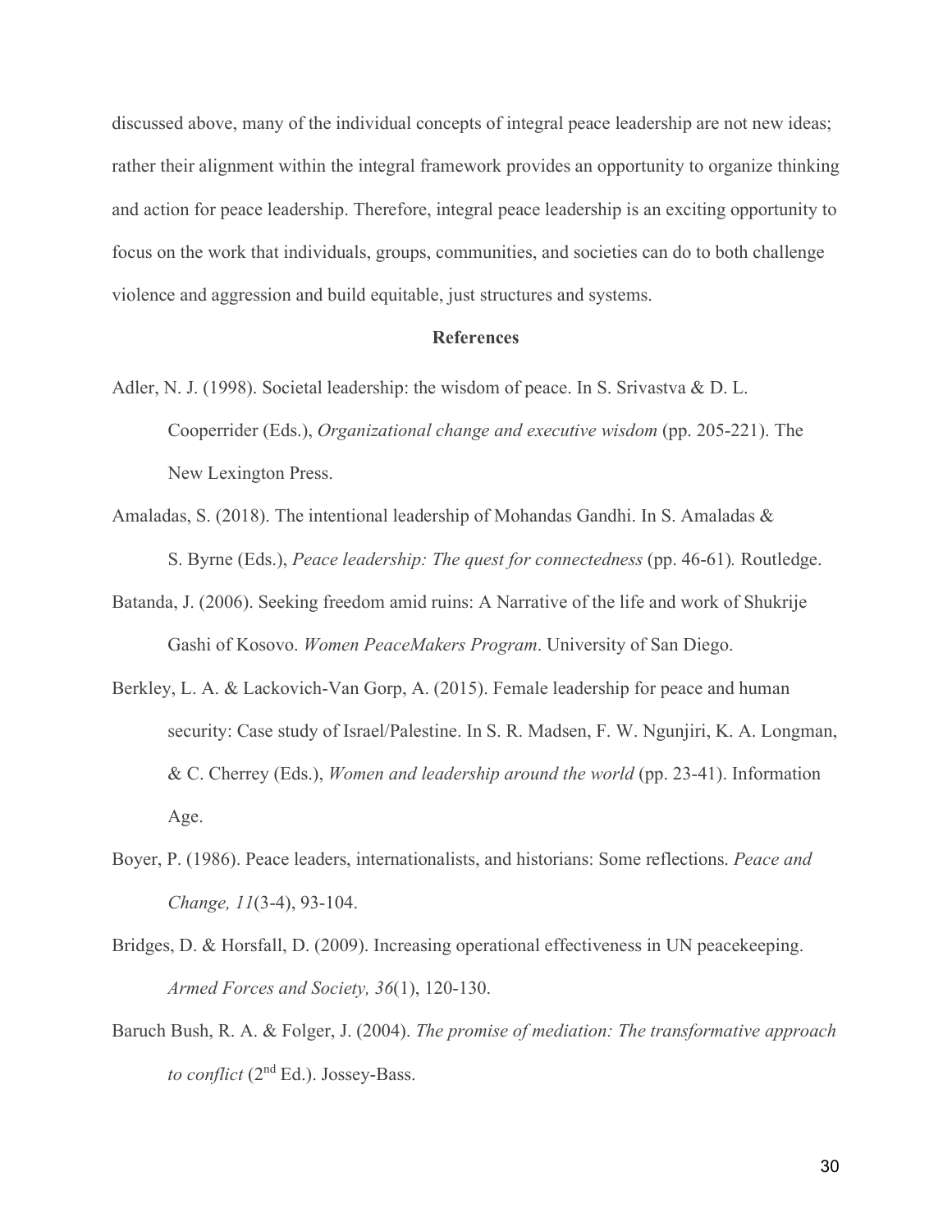discussed above, many of the individual concepts of integral peace leadership are not new ideas; rather their alignment within the integral framework provides an opportunity to organize thinking and action for peace leadership. Therefore, integral peace leadership is an exciting opportunity to focus on the work that individuals, groups, communities, and societies can do to both challenge violence and aggression and build equitable, just structures and systems.

## References

Adler, N. J. (1998). Societal leadership: the wisdom of peace. In S. Srivastva & D. L. Cooperrider (Eds.), *Organizational change and executive wisdom* (pp. 205-221). The New Lexington Press.

Amaladas, S. (2018). The intentional leadership of Mohandas Gandhi. In S. Amaladas & S. Byrne (Eds.), *Peace leadership: The quest for connectedness* (pp. 46-61)*.* Routledge.

Batanda, J. (2006). Seeking freedom amid ruins: A Narrative of the life and work of Shukrije Gashi of Kosovo. *Women PeaceMakers Program*. University of San Diego.

Berkley, L. A. & Lackovich-Van Gorp, A. (2015). Female leadership for peace and human security: Case study of Israel/Palestine. In S. R. Madsen, F. W. Ngunjiri, K. A. Longman, & C. Cherrey (Eds.), *Women and leadership around the world* (pp. 23-41). Information Age.

Boyer, P. (1986). Peace leaders, internationalists, and historians: Some reflections. *Peace and Change, 11*(3-4), 93-104.

Bridges, D. & Horsfall, D. (2009). Increasing operational effectiveness in UN peacekeeping. *Armed Forces and Society, 36*(1), 120-130.

Baruch Bush, R. A. & Folger, J. (2004). *The promise of mediation: The transformative approach to conflict* (2nd Ed.). Jossey-Bass.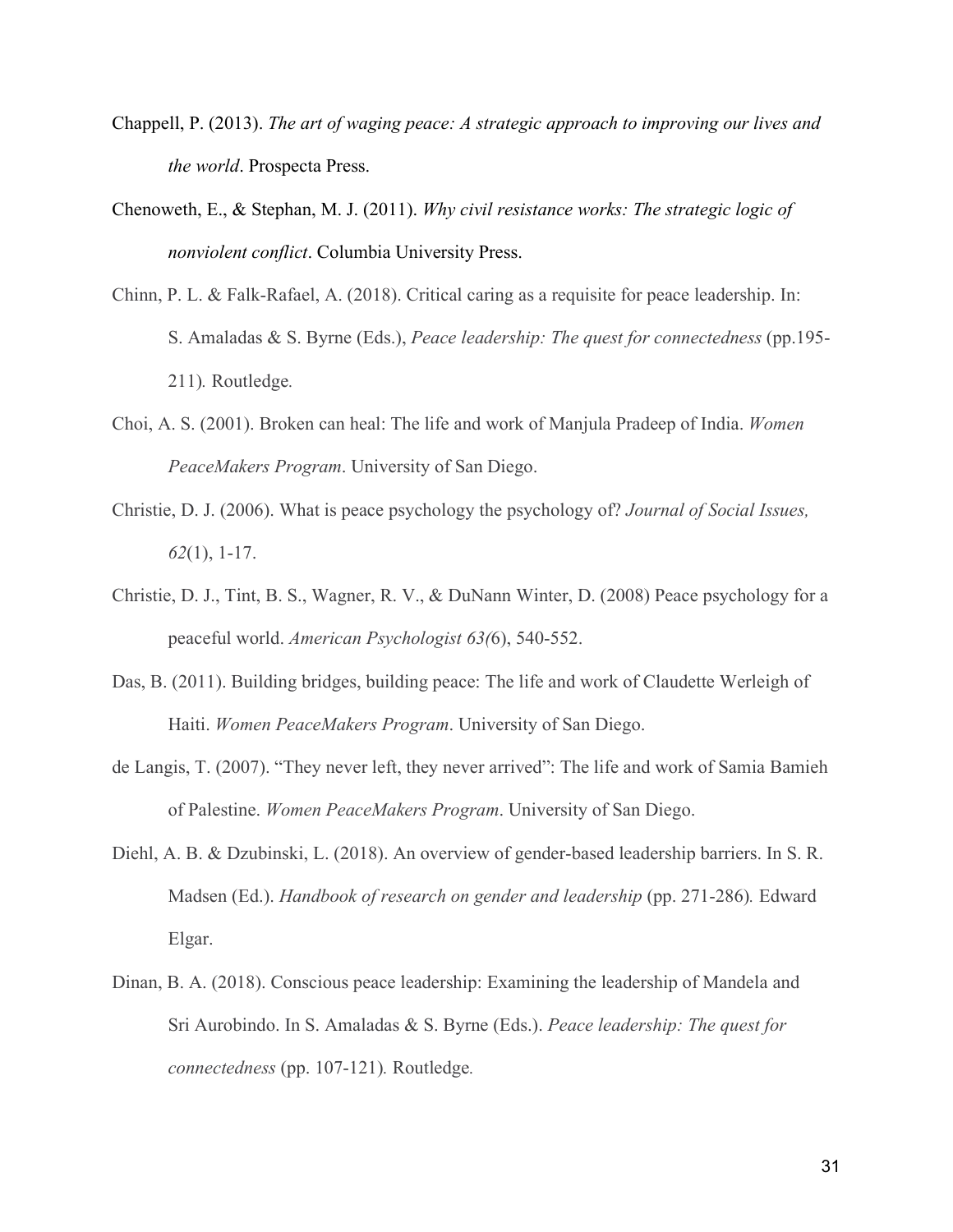Chappell, P. (2013). *The art of waging peace: A strategic approach to improving our lives and the world*. Prospecta Press.

Chenoweth, E., & Stephan, M. J. (2011). *Why civil resistance works: The strategic logic of nonviolent conflict*. Columbia University Press.

Chinn, P. L. & Falk-Rafael, A. (2018). Critical caring as a requisite for peace leadership. In: S. Amaladas & S. Byrne (Eds.), *Peace leadership: The quest for connectedness* (pp.195-211). Routledge.

Choi, A. S. (2001). Broken can heal: The life and work of Manjula Pradeep of India. *Women PeaceMakers Program*. University of San Diego.

Christie, D. J. (2006). What is peace psychology the psychology of? *Journal of Social Issues, 62*(1), 1-17.

Christie, D. J., Tint, B. S., Wagner, R. V., & DuNann Winter, D. (2008) Peace psychology for a peaceful world. *American Psychologist 63(*6), 540-552.

Das, B. (2011). Building bridges, building peace: The life and work of Claudette Werleigh of Haiti. *Women PeaceMakers Program*. University of San Diego.

de Langis, T. (2007). "They never left, they never arrived": The life and work of Samia Bamieh of Palestine. *Women PeaceMakers Program*. University of San Diego.

Diehl, A. B. & Dzubinski, L. (2018). An overview of gender-based leadership barriers. In S. R. Madsen (Ed.). *Handbook of research on gender and leadership* (pp. 271-286). Edward Elgar.

Dinan, B. A. (2018). Conscious peace leadership: Examining the leadership of Mandela and Sri Aurobindo. In S. Amaladas & S. Byrne (Eds.). *Peace leadership: The quest for connectedness* (pp. 107-121). Routledge.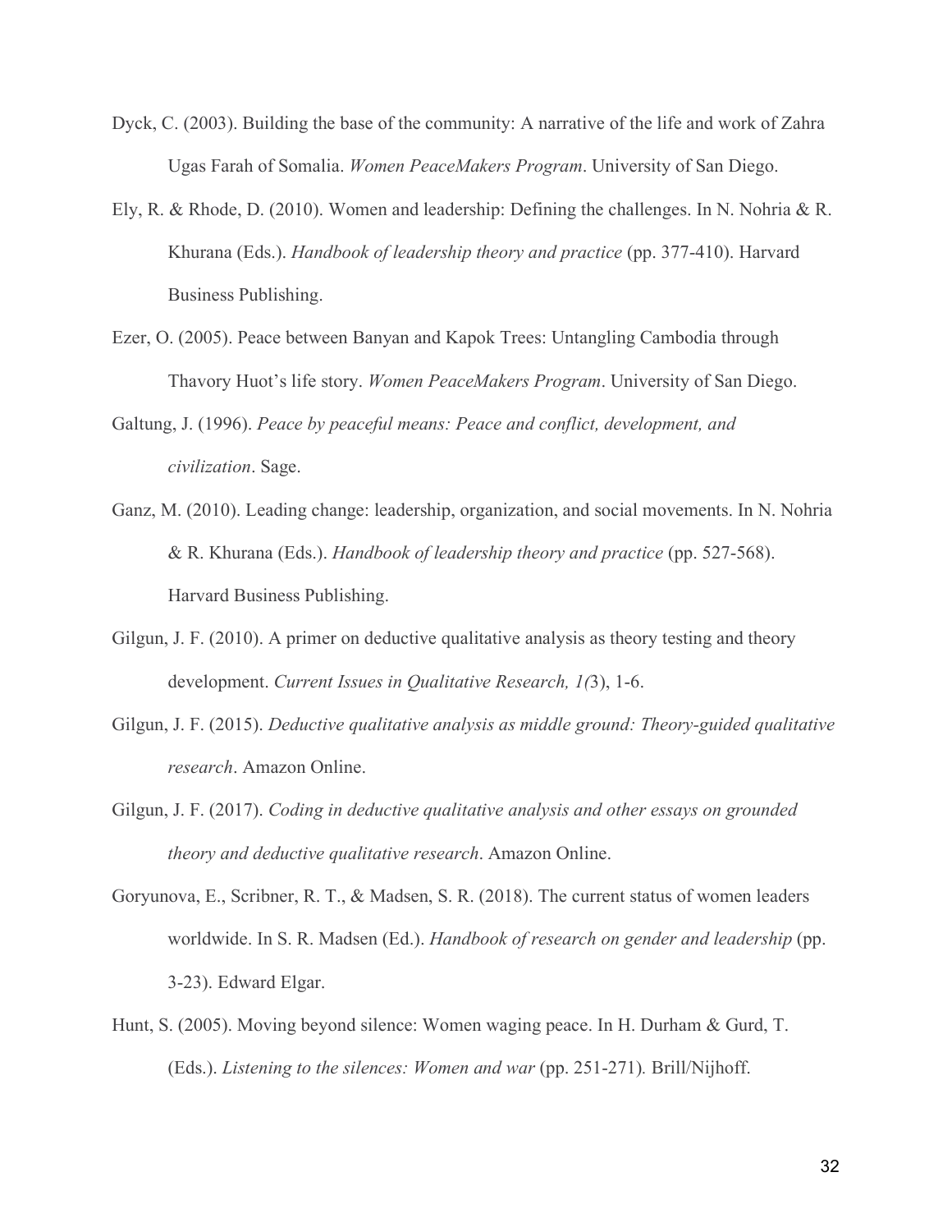Dyck, C. (2003). Building the base of the community: A narrative of the life and work of Zahra Ugas Farah of Somalia. *Women PeaceMakers Program*. University of San Diego.

Ely, R. & Rhode, D. (2010). Women and leadership: Defining the challenges. In N. Nohria & R. Khurana (Eds.). *Handbook of leadership theory and practice* (pp. 377-410). Harvard Business Publishing.

Ezer, O. (2005). Peace between Banyan and Kapok Trees: Untangling Cambodia through Thavory Huot's life story. *Women PeaceMakers Program*. University of San Diego.

Galtung, J. (1996). *Peace by peaceful means: Peace and conflict, development, and civilization*. Sage.

Ganz, M. (2010). Leading change: leadership, organization, and social movements. In N. Nohria & R. Khurana (Eds.). *Handbook of leadership theory and practice* (pp. 527-568). Harvard Business Publishing.

Gilgun, J. F. (2010). A primer on deductive qualitative analysis as theory testing and theory development. *Current Issues in Qualitative Research, 1(*3), 1-6.

Gilgun, J. F. (2015). *Deductive qualitative analysis as middle ground: Theory-guided qualitative research*. Amazon Online.

Gilgun, J. F. (2017). *Coding in deductive qualitative analysis and other essays on grounded theory and deductive qualitative research*. Amazon Online.

Goryunova, E., Scribner, R. T., & Madsen, S. R. (2018). The current status of women leaders worldwide. In S. R. Madsen (Ed.). *Handbook of research on gender and leadership* (pp. 3-23). Edward Elgar.

Hunt, S. (2005). Moving beyond silence: Women waging peace. In H. Durham & Gurd, T. (Eds.). *Listening to the silences: Women and war* (pp. 251-271)*.* Brill/Nijhoff.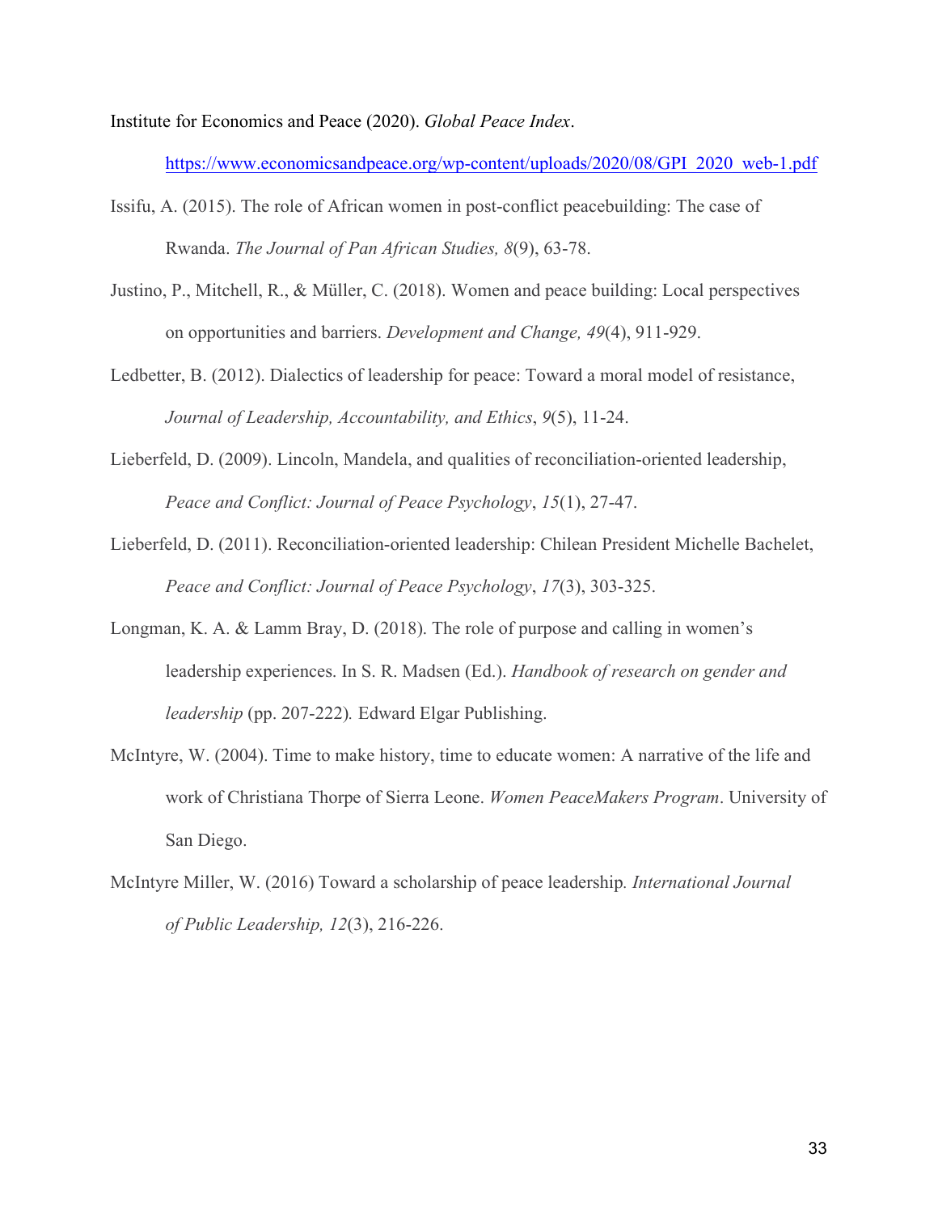Institute for Economics and Peace (2020). *Global Peace Index*. https://www.economicsandpeace.org/wp-content/uploads/2020/08/GPI_2020_web-1.pdf

Issifu, A. (2015). The role of African women in post-conflict peacebuilding: The case of Rwanda. *The Journal of Pan African Studies, 8*(9), 63-78.

Justino, P., Mitchell, R., & Müller, C. (2018). Women and peace building: Local perspectives on opportunities and barriers. *Development and Change, 49*(4), 911-929.

Ledbetter, B. (2012). Dialectics of leadership for peace: Toward a moral model of resistance, *Journal of Leadership, Accountability, and Ethics*, *9*(5), 11-24.

Lieberfeld, D. (2009). Lincoln, Mandela, and qualities of reconciliation-oriented leadership, *Peace and Conflict: Journal of Peace Psychology*, *15*(1), 27-47.

Lieberfeld, D. (2011). Reconciliation-oriented leadership: Chilean President Michelle Bachelet, *Peace and Conflict: Journal of Peace Psychology*, *17*(3), 303-325.

Longman, K. A. & Lamm Bray, D. (2018). The role of purpose and calling in women's leadership experiences. In S. R. Madsen (Ed.). *Handbook of research on gender and leadership* (pp. 207-222). Edward Elgar Publishing.

McIntyre, W. (2004). Time to make history, time to educate women: A narrative of the life and work of Christiana Thorpe of Sierra Leone. *Women PeaceMakers Program*. University of San Diego.

McIntyre Miller, W. (2016) Toward a scholarship of peace leadership. *International Journal of Public Leadership, 12*(3), 216-226.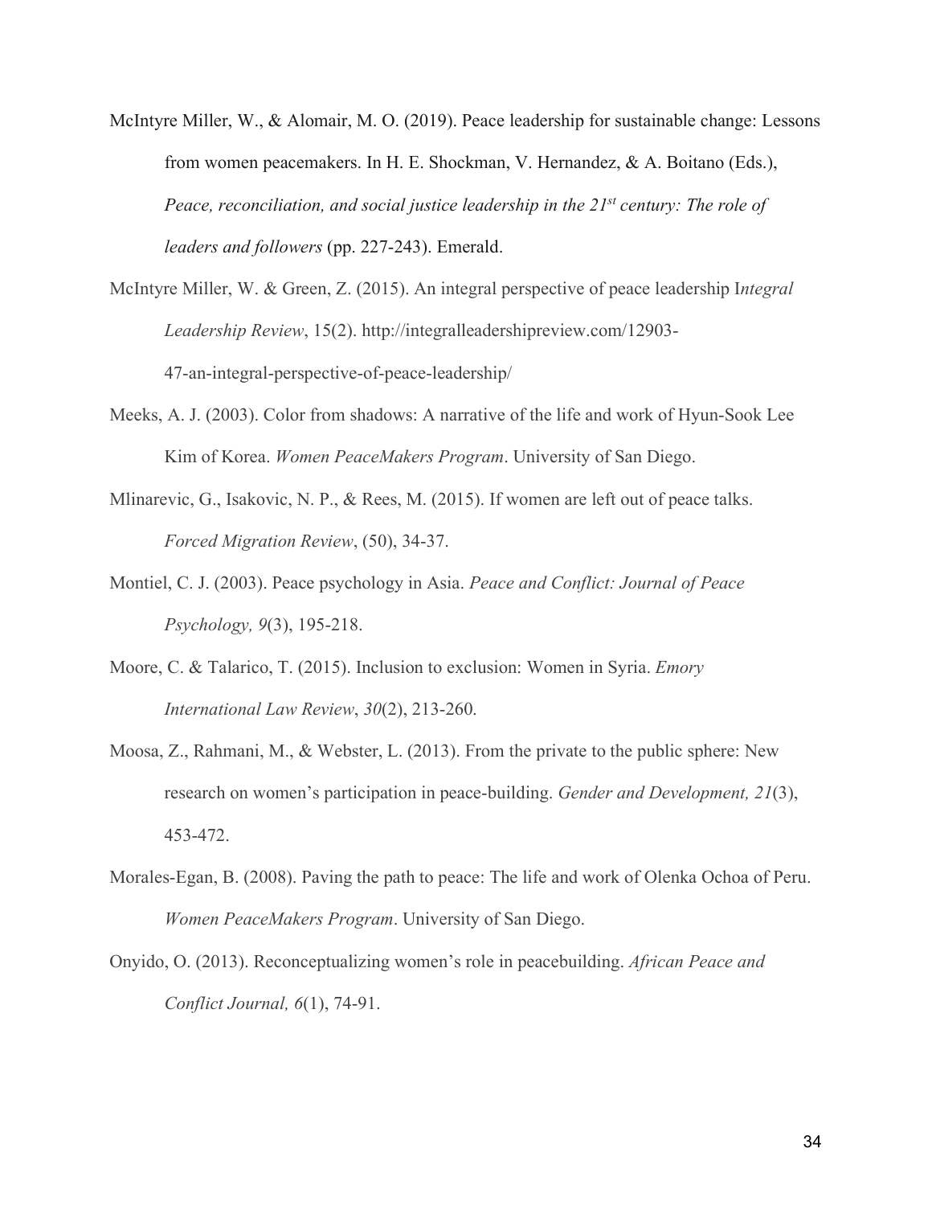McIntyre Miller, W., & Alomair, M. O. (2019). Peace leadership for sustainable change: Lessons from women peacemakers. In H. E. Shockman, V. Hernandez, & A. Boitano (Eds.), *Peace, reconciliation, and social justice leadership in the 21st century: The role of leaders and followers* (pp. 227-243). Emerald.

McIntyre Miller, W. & Green, Z. (2015). An integral perspective of peace leadership I*ntegral Leadership Review*, 15(2). http://integralleadershipreview.com/12903-47-an-integral-perspective-of-peace-leadership/

Meeks, A. J. (2003). Color from shadows: A narrative of the life and work of Hyun-Sook Lee Kim of Korea. *Women PeaceMakers Program*. University of San Diego.

Mlinarevic, G., Isakovic, N. P., & Rees, M. (2015). If women are left out of peace talks. *Forced Migration Review*, (50), 34-37.

Montiel, C. J. (2003). Peace psychology in Asia. *Peace and Conflict: Journal of Peace Psychology, 9*(3), 195-218.

Moore, C. & Talarico, T. (2015). Inclusion to exclusion: Women in Syria. *Emory International Law Review*, *30*(2), 213-260.

Moosa, Z., Rahmani, M., & Webster, L. (2013). From the private to the public sphere: New research on women's participation in peace-building. *Gender and Development, 21*(3), 453-472.

Morales-Egan, B. (2008). Paving the path to peace: The life and work of Olenka Ochoa of Peru. *Women PeaceMakers Program*. University of San Diego.

Onyido, O. (2013). Reconceptualizing women's role in peacebuilding. *African Peace and Conflict Journal, 6*(1), 74-91.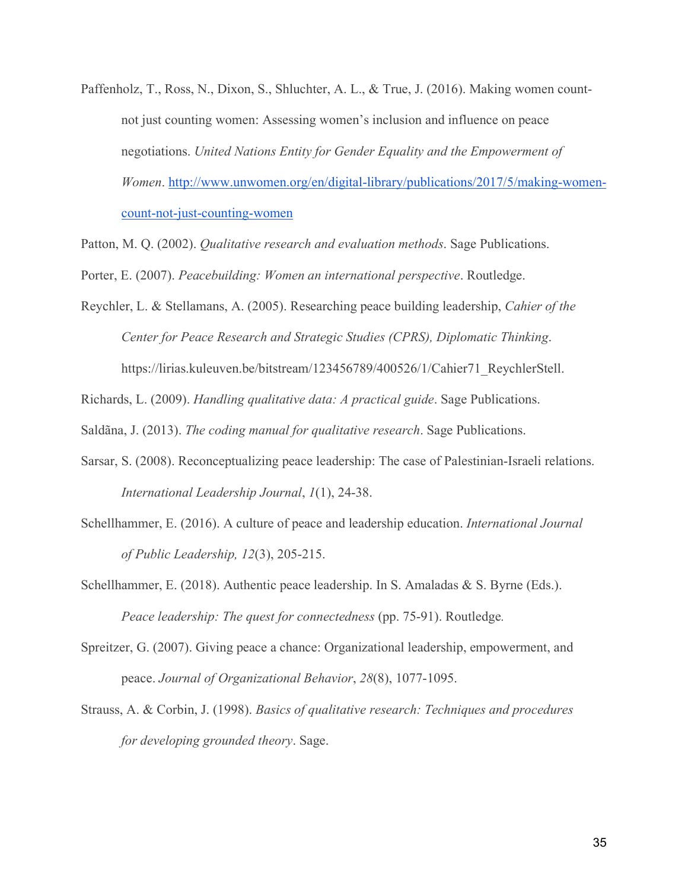Paffenholz, T., Ross, N., Dixon, S., Shluchter, A. L., & True, J. (2016). Making women count-not just counting women: Assessing women's inclusion and influence on peace negotiations. *United Nations Entity for Gender Equality and the Empowerment of Women*. [http://www.unwomen.org/en/digital-library/publications/2017/5/making-women-count-not-just-counting-women](http://www.unwomen.org/en/digital-library/publications/2017/5/making-women-count-not-just-counting-women)

Patton, M. Q. (2002). *Qualitative research and evaluation methods*. Sage Publications.

Porter, E. (2007). *Peacebuilding: Women an international perspective*. Routledge.

Reychler, L. & Stellamans, A. (2005). Researching peace building leadership, *Cahier of the Center for Peace Research and Strategic Studies (CPRS), Diplomatic Thinking*. https://lirias.kuleuven.be/bitstream/123456789/400526/1/Cahier71_ReychlerStell.

Richards, L. (2009). *Handling qualitative data: A practical guide*. Sage Publications.

Saldãna, J. (2013). *The coding manual for qualitative research*. Sage Publications.

Sarsar, S. (2008). Reconceptualizing peace leadership: The case of Palestinian-Israeli relations. *International Leadership Journal*, *1*(1), 24-38.

Schellhammer, E. (2016). A culture of peace and leadership education. *International Journal of Public Leadership, 12*(3), 205-215.

Schellhammer, E. (2018). Authentic peace leadership. In S. Amaladas & S. Byrne (Eds.). *Peace leadership: The quest for connectedness* (pp. 75-91). Routledge.

Spreitzer, G. (2007). Giving peace a chance: Organizational leadership, empowerment, and peace. *Journal of Organizational Behavior*, *28*(8), 1077-1095.

Strauss, A. & Corbin, J. (1998). *Basics of qualitative research: Techniques and procedures for developing grounded theory*. Sage.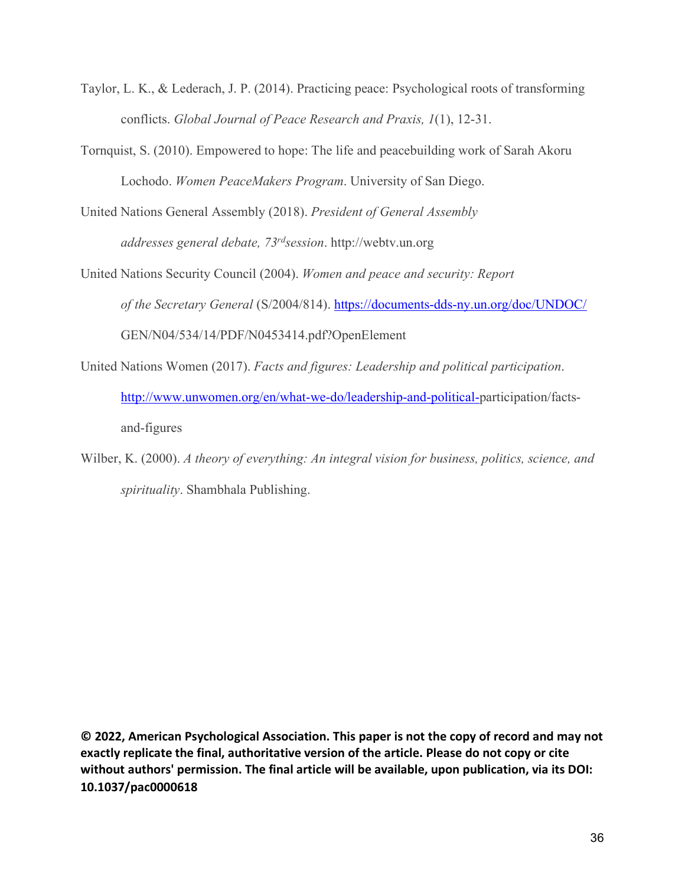Taylor, L. K., & Lederach, J. P. (2014). Practicing peace: Psychological roots of transforming conflicts. *Global Journal of Peace Research and Praxis, 1*(1), 12-31.

Tornquist, S. (2010). Empowered to hope: The life and peacebuilding work of Sarah Akoru Lochodo. *Women PeaceMakers Program*. University of San Diego.

United Nations General Assembly (2018). *President of General Assembly addresses general debate, 73rd session*. http://webtv.un.org

United Nations Security Council (2004). *Women and peace and security: Report of the Secretary General* (S/2004/814). https://documents-dds-ny.un.org/doc/UNDOC/GEN/N04/534/14/PDF/N0453414.pdf?OpenElement

United Nations Women (2017). *Facts and figures: Leadership and political participation*. http://www.unwomen.org/en/what-we-do/leadership-and-political-participation/facts-and-figures

Wilber, K. (2000). *A theory of everything: An integral vision for business, politics, science, and spirituality*. Shambhala Publishing.

**© 2022, American Psychological Association. This paper is not the copy of record and may not exactly replicate the final, authoritative version of the article. Please do not copy or cite without authors' permission. The final article will be available, upon publication, via its DOI: 10.1037/pac0000618**